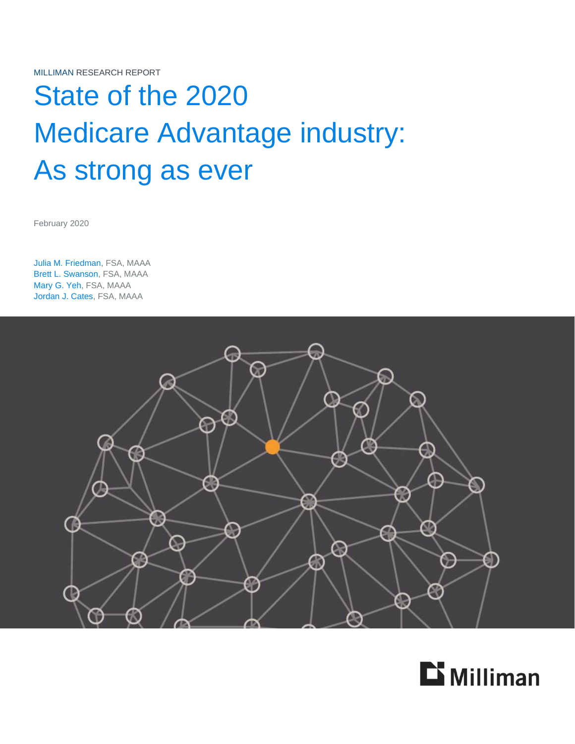MILLIMAN RESEARCH REPORT

# State of the 2020 Medicare Advantage industry: As strong as ever

February 2020

Julia M. Friedman, FSA, MAAA
Brett L. Swanson, FSA, MAAA
Mary G. Yeh, FSA, MAAA
Jordan J. Cates, FSA, MAAA

Milliman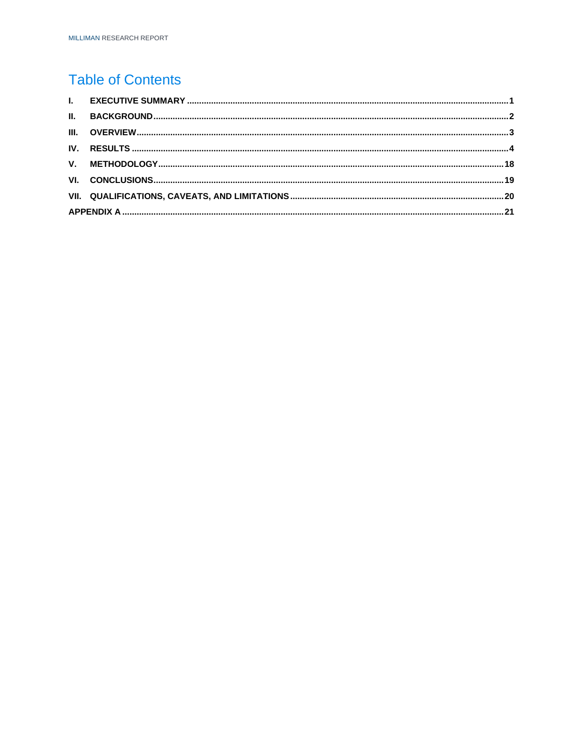# Table of Contents

| | | |
|---|---|---|
| I. | EXECUTIVE SUMMARY | 1 |
| II. | BACKGROUND | 2 |
| III. | OVERVIEW | 3 |
| IV. | RESULTS | 4 |
| V. | METHODOLOGY | 18 |
| VI. | CONCLUSIONS | 19 |
| VII. | QUALIFICATIONS, CAVEATS, AND LIMITATIONS | 20 |
| APPENDIX A | | 21 |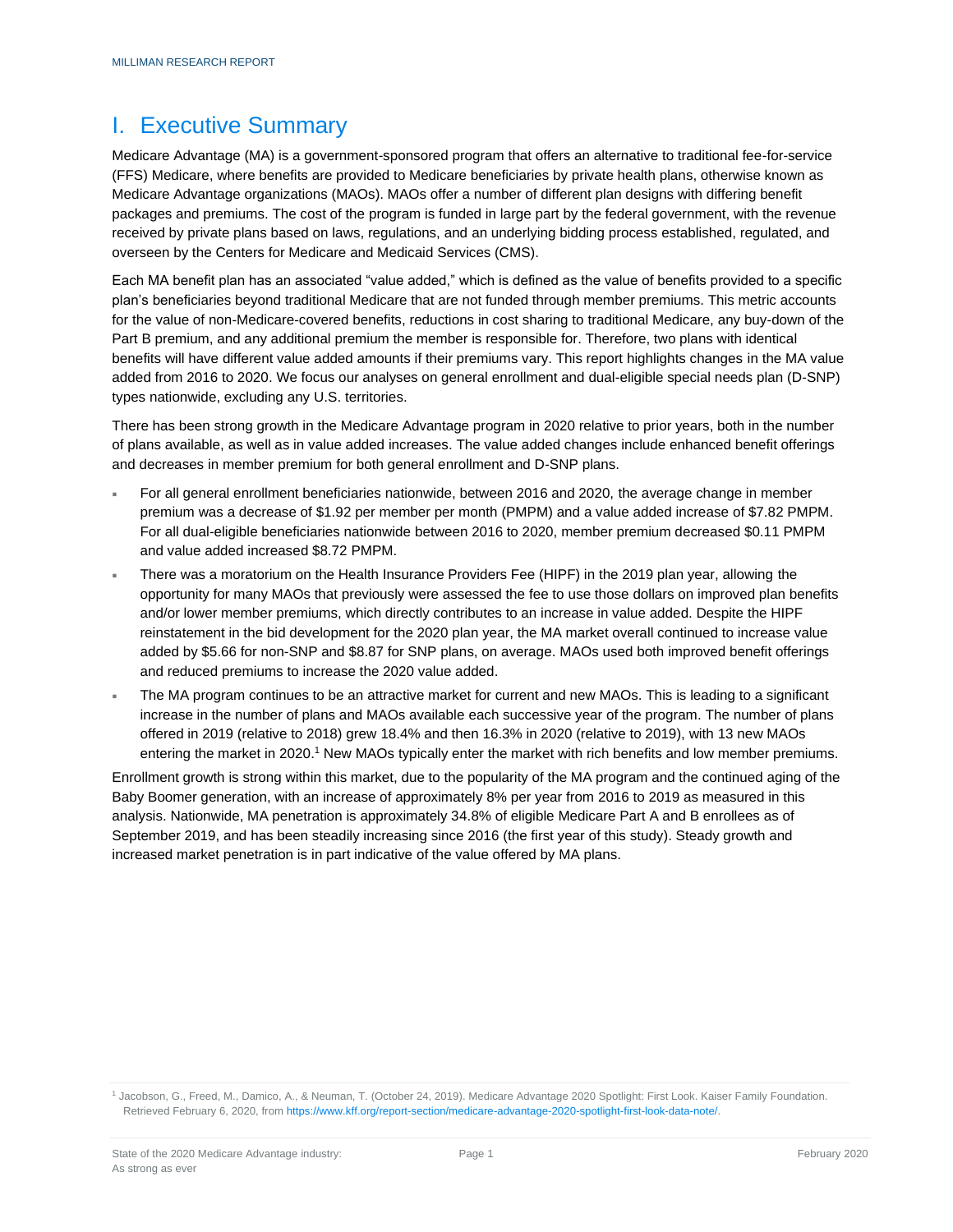# I. Executive Summary

Medicare Advantage (MA) is a government-sponsored program that offers an alternative to traditional fee-for-service (FFS) Medicare, where benefits are provided to Medicare beneficiaries by private health plans, otherwise known as Medicare Advantage organizations (MAOs). MAOs offer a number of different plan designs with differing benefit packages and premiums. The cost of the program is funded in large part by the federal government, with the revenue received by private plans based on laws, regulations, and an underlying bidding process established, regulated, and overseen by the Centers for Medicare and Medicaid Services (CMS).

Each MA benefit plan has an associated "value added," which is defined as the value of benefits provided to a specific plan's beneficiaries beyond traditional Medicare that are not funded through member premiums. This metric accounts for the value of non-Medicare-covered benefits, reductions in cost sharing to traditional Medicare, any buy-down of the Part B premium, and any additional premium the member is responsible for. Therefore, two plans with identical benefits will have different value added amounts if their premiums vary. This report highlights changes in the MA value added from 2016 to 2020. We focus our analyses on general enrollment and dual-eligible special needs plan (D-SNP) types nationwide, excluding any U.S. territories.

There has been strong growth in the Medicare Advantage program in 2020 relative to prior years, both in the number of plans available, as well as in value added increases. The value added changes include enhanced benefit offerings and decreases in member premium for both general enrollment and D-SNP plans.

- For all general enrollment beneficiaries nationwide, between 2016 and 2020, the average change in member premium was a decrease of $1.92 per member per month (PMPM) and a value added increase of $7.82 PMPM. For all dual-eligible beneficiaries nationwide between 2016 to 2020, member premium decreased $0.11 PMPM and value added increased $8.72 PMPM.
- There was a moratorium on the Health Insurance Providers Fee (HIPF) in the 2019 plan year, allowing the opportunity for many MAOs that previously were assessed the fee to use those dollars on improved plan benefits and/or lower member premiums, which directly contributes to an increase in value added. Despite the HIPF reinstatement in the bid development for the 2020 plan year, the MA market overall continued to increase value added by $5.66 for non-SNP and $8.87 for SNP plans, on average. MAOs used both improved benefit offerings and reduced premiums to increase the 2020 value added.
- The MA program continues to be an attractive market for current and new MAOs. This is leading to a significant increase in the number of plans and MAOs available each successive year of the program. The number of plans offered in 2019 (relative to 2018) grew 18.4% and then 16.3% in 2020 (relative to 2019), with 13 new MAOs entering the market in 2020.[1] New MAOs typically enter the market with rich benefits and low member premiums.

Enrollment growth is strong within this market, due to the popularity of the MA program and the continued aging of the Baby Boomer generation, with an increase of approximately 8% per year from 2016 to 2019 as measured in this analysis. Nationwide, MA penetration is approximately 34.8% of eligible Medicare Part A and B enrollees as of September 2019, and has been steadily increasing since 2016 (the first year of this study). Steady growth and increased market penetration is in part indicative of the value offered by MA plans.

[1] Jacobson, G., Freed, M., Damico, A., & Neuman, T. (October 24, 2019). Medicare Advantage 2020 Spotlight: First Look. Kaiser Family Foundation. Retrieved February 6, 2020, from https://www.kff.org/report-section/medicare-advantage-2020-spotlight-first-look-data-note/.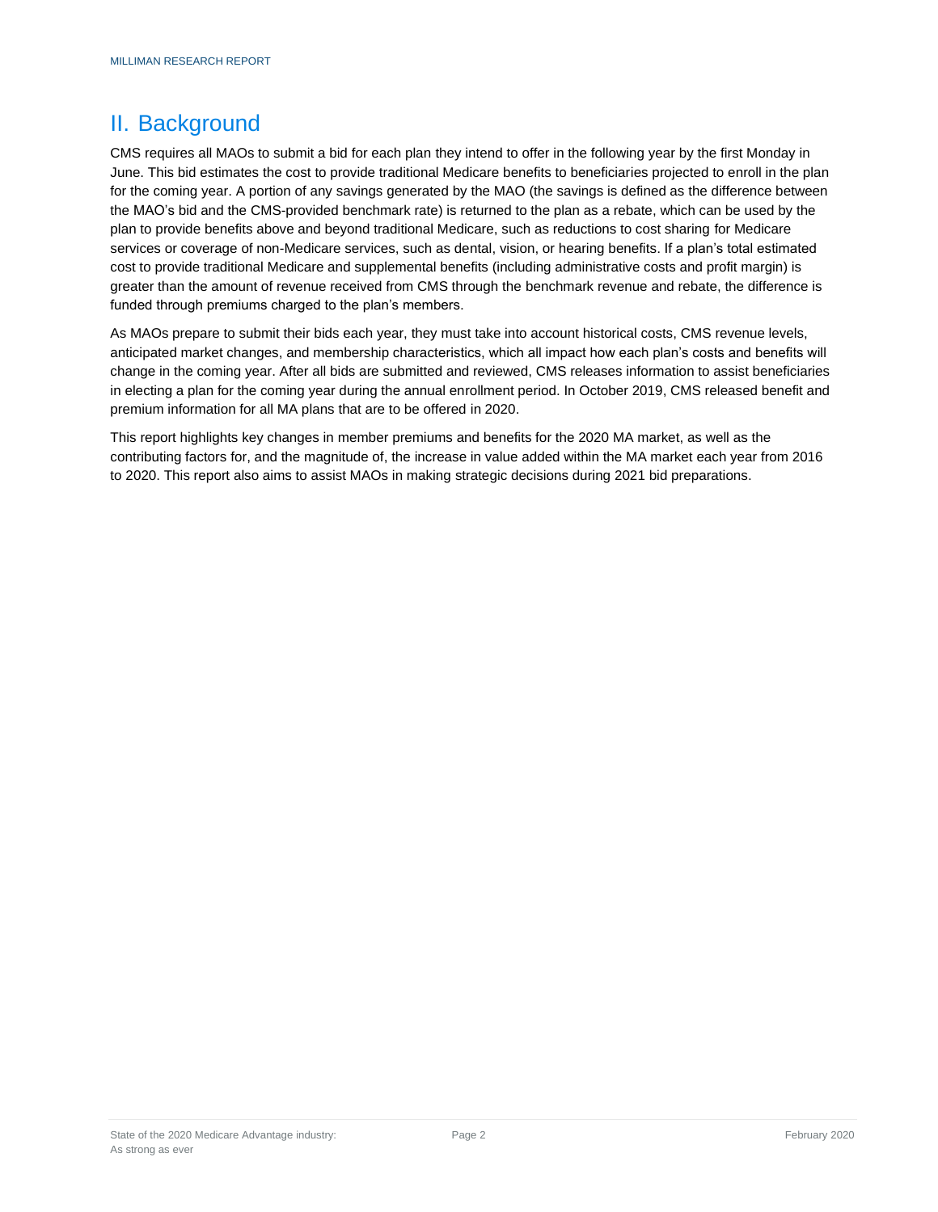## II. Background

CMS requires all MAOs to submit a bid for each plan they intend to offer in the following year by the first Monday in June. This bid estimates the cost to provide traditional Medicare benefits to beneficiaries projected to enroll in the plan for the coming year. A portion of any savings generated by the MAO (the savings is defined as the difference between the MAO's bid and the CMS-provided benchmark rate) is returned to the plan as a rebate, which can be used by the plan to provide benefits above and beyond traditional Medicare, such as reductions to cost sharing for Medicare services or coverage of non-Medicare services, such as dental, vision, or hearing benefits. If a plan's total estimated cost to provide traditional Medicare and supplemental benefits (including administrative costs and profit margin) is greater than the amount of revenue received from CMS through the benchmark revenue and rebate, the difference is funded through premiums charged to the plan's members.

As MAOs prepare to submit their bids each year, they must take into account historical costs, CMS revenue levels, anticipated market changes, and membership characteristics, which all impact how each plan's costs and benefits will change in the coming year. After all bids are submitted and reviewed, CMS releases information to assist beneficiaries in electing a plan for the coming year during the annual enrollment period. In October 2019, CMS released benefit and premium information for all MA plans that are to be offered in 2020.

This report highlights key changes in member premiums and benefits for the 2020 MA market, as well as the contributing factors for, and the magnitude of, the increase in value added within the MA market each year from 2016 to 2020. This report also aims to assist MAOs in making strategic decisions during 2021 bid preparations.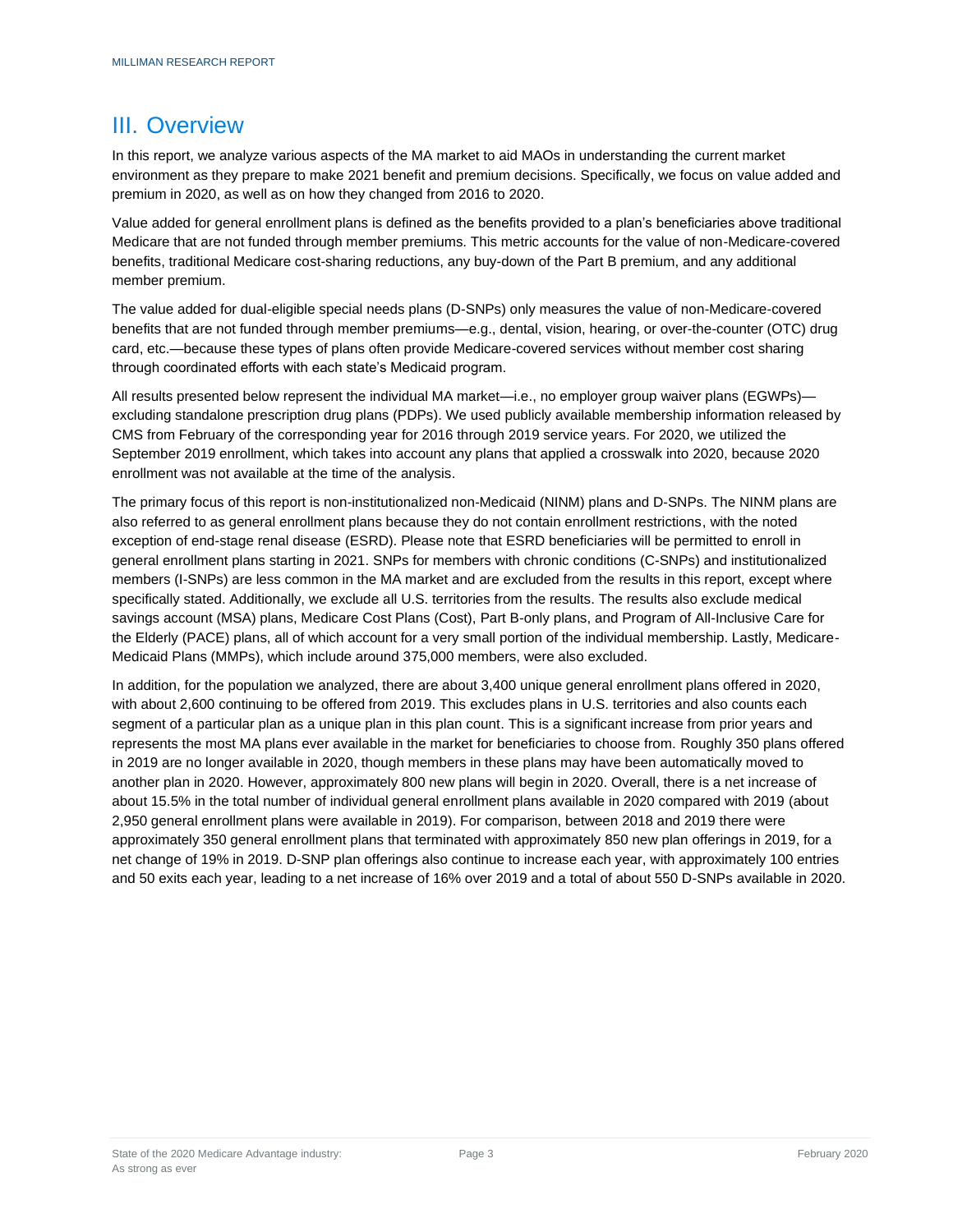# III. Overview

In this report, we analyze various aspects of the MA market to aid MAOs in understanding the current market environment as they prepare to make 2021 benefit and premium decisions. Specifically, we focus on value added and premium in 2020, as well as on how they changed from 2016 to 2020.

Value added for general enrollment plans is defined as the benefits provided to a plan's beneficiaries above traditional Medicare that are not funded through member premiums. This metric accounts for the value of non-Medicare-covered benefits, traditional Medicare cost-sharing reductions, any buy-down of the Part B premium, and any additional member premium.

The value added for dual-eligible special needs plans (D-SNPs) only measures the value of non-Medicare-covered benefits that are not funded through member premiums—e.g., dental, vision, hearing, or over-the-counter (OTC) drug card, etc.—because these types of plans often provide Medicare-covered services without member cost sharing through coordinated efforts with each state's Medicaid program.

All results presented below represent the individual MA market—i.e., no employer group waiver plans (EGWPs)—excluding standalone prescription drug plans (PDPs). We used publicly available membership information released by CMS from February of the corresponding year for 2016 through 2019 service years. For 2020, we utilized the September 2019 enrollment, which takes into account any plans that applied a crosswalk into 2020, because 2020 enrollment was not available at the time of the analysis.

The primary focus of this report is non-institutionalized non-Medicaid (NINM) plans and D-SNPs. The NINM plans are also referred to as general enrollment plans because they do not contain enrollment restrictions, with the noted exception of end-stage renal disease (ESRD). Please note that ESRD beneficiaries will be permitted to enroll in general enrollment plans starting in 2021. SNPs for members with chronic conditions (C-SNPs) and institutionalized members (I-SNPs) are less common in the MA market and are excluded from the results in this report, except where specifically stated. Additionally, we exclude all U.S. territories from the results. The results also exclude medical savings account (MSA) plans, Medicare Cost Plans (Cost), Part B-only plans, and Program of All-Inclusive Care for the Elderly (PACE) plans, all of which account for a very small portion of the individual membership. Lastly, Medicare-Medicaid Plans (MMPs), which include around 375,000 members, were also excluded.

In addition, for the population we analyzed, there are about 3,400 unique general enrollment plans offered in 2020, with about 2,600 continuing to be offered from 2019. This excludes plans in U.S. territories and also counts each segment of a particular plan as a unique plan in this plan count. This is a significant increase from prior years and represents the most MA plans ever available in the market for beneficiaries to choose from. Roughly 350 plans offered in 2019 are no longer available in 2020, though members in these plans may have been automatically moved to another plan in 2020. However, approximately 800 new plans will begin in 2020. Overall, there is a net increase of about 15.5% in the total number of individual general enrollment plans available in 2020 compared with 2019 (about 2,950 general enrollment plans were available in 2019). For comparison, between 2018 and 2019 there were approximately 350 general enrollment plans that terminated with approximately 850 new plan offerings in 2019, for a net change of 19% in 2019. D-SNP plan offerings also continue to increase each year, with approximately 100 entries and 50 exits each year, leading to a net increase of 16% over 2019 and a total of about 550 D-SNPs available in 2020.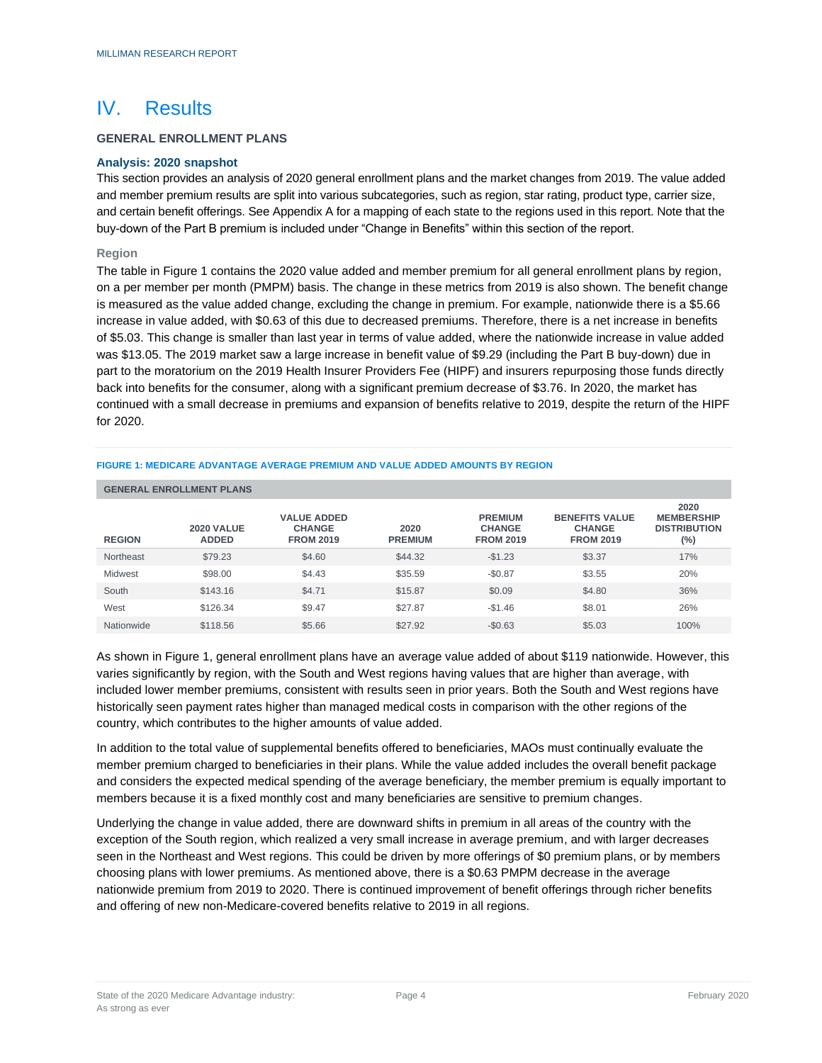# IV. Results

## GENERAL ENROLLMENT PLANS

### Analysis: 2020 snapshot

This section provides an analysis of 2020 general enrollment plans and the market changes from 2019. The value added and member premium results are split into various subcategories, such as region, star rating, product type, carrier size, and certain benefit offerings. See Appendix A for a mapping of each state to the regions used in this report. Note that the buy-down of the Part B premium is included under "Change in Benefits" within this section of the report.

#### Region

The table in Figure 1 contains the 2020 value added and member premium for all general enrollment plans by region, on a per member per month (PMPM) basis. The change in these metrics from 2019 is also shown. The benefit change is measured as the value added change, excluding the change in premium. For example, nationwide there is a $5.66 increase in value added, with $0.63 of this due to decreased premiums. Therefore, there is a net increase in benefits of $5.03. This change is smaller than last year in terms of value added, where the nationwide increase in value added was $13.05. The 2019 market saw a large increase in benefit value of $9.29 (including the Part B buy-down) due in part to the moratorium on the 2019 Health Insurer Providers Fee (HIPF) and insurers repurposing those funds directly back into benefits for the consumer, along with a significant premium decrease of $3.76. In 2020, the market has continued with a small decrease in premiums and expansion of benefits relative to 2019, despite the return of the HIPF for 2020.

**FIGURE 1: MEDICARE ADVANTAGE AVERAGE PREMIUM AND VALUE ADDED AMOUNTS BY REGION**

| GENERAL ENROLLMENT PLANS | | | | | | |
|---|---|---|---|---|---|---|
| REGION | 2020 VALUE ADDED | VALUE ADDED CHANGE FROM 2019 | 2020 PREMIUM | PREMIUM CHANGE FROM 2019 | BENEFITS VALUE CHANGE FROM 2019 | 2020 MEMBERSHIP DISTRIBUTION (%) |
| Northeast | $79.23 | $4.60 | $44.32 | -$1.23 | $3.37 | 17% |
| Midwest | $98.00 | $4.43 | $35.59 | -$0.87 | $3.55 | 20% |
| South | $143.16 | $4.71 | $15.87 | $0.09 | $4.80 | 36% |
| West | $126.34 | $9.47 | $27.87 | -$1.46 | $8.01 | 26% |
| Nationwide | $118.56 | $5.66 | $27.92 | -$0.63 | $5.03 | 100% |

As shown in Figure 1, general enrollment plans have an average value added of about $119 nationwide. However, this varies significantly by region, with the South and West regions having values that are higher than average, with included lower member premiums, consistent with results seen in prior years. Both the South and West regions have historically seen payment rates higher than managed medical costs in comparison with the other regions of the country, which contributes to the higher amounts of value added.

In addition to the total value of supplemental benefits offered to beneficiaries, MAOs must continually evaluate the member premium charged to beneficiaries in their plans. While the value added includes the overall benefit package and considers the expected medical spending of the average beneficiary, the member premium is equally important to members because it is a fixed monthly cost and many beneficiaries are sensitive to premium changes.

Underlying the change in value added, there are downward shifts in premium in all areas of the country with the exception of the South region, which realized a very small increase in average premium, and with larger decreases seen in the Northeast and West regions. This could be driven by more offerings of $0 premium plans, or by members choosing plans with lower premiums. As mentioned above, there is a $0.63 PMPM decrease in the average nationwide premium from 2019 to 2020. There is continued improvement of benefit offerings through richer benefits and offering of new non-Medicare-covered benefits relative to 2019 in all regions.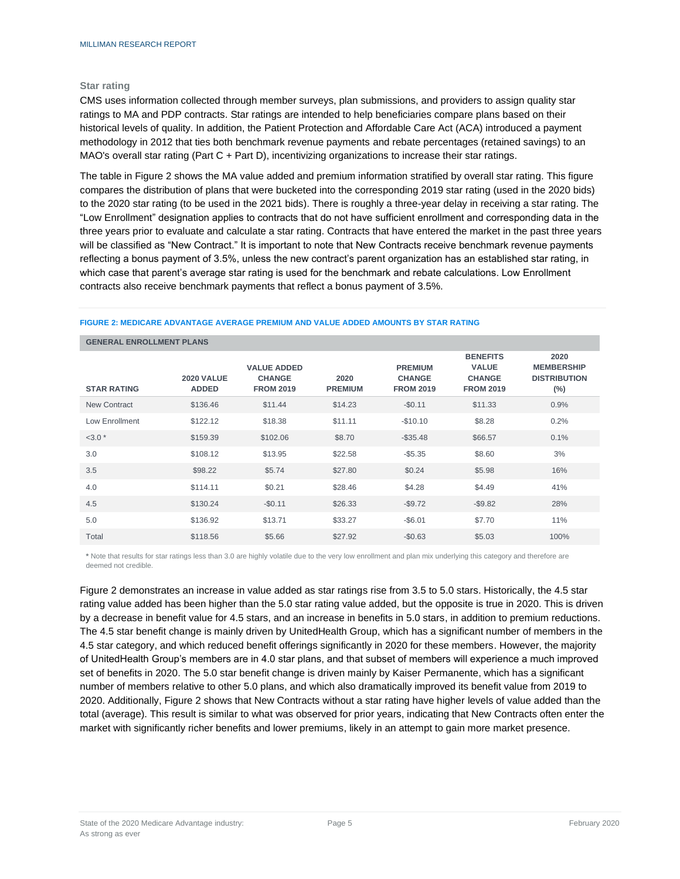### Star rating

CMS uses information collected through member surveys, plan submissions, and providers to assign quality star ratings to MA and PDP contracts. Star ratings are intended to help beneficiaries compare plans based on their historical levels of quality. In addition, the Patient Protection and Affordable Care Act (ACA) introduced a payment methodology in 2012 that ties both benchmark revenue payments and rebate percentages (retained savings) to an MAO's overall star rating (Part C + Part D), incentivizing organizations to increase their star ratings.

The table in Figure 2 shows the MA value added and premium information stratified by overall star rating. This figure compares the distribution of plans that were bucketed into the corresponding 2019 star rating (used in the 2020 bids) to the 2020 star rating (to be used in the 2021 bids). There is roughly a three-year delay in receiving a star rating. The "Low Enrollment" designation applies to contracts that do not have sufficient enrollment and corresponding data in the three years prior to evaluate and calculate a star rating. Contracts that have entered the market in the past three years will be classified as "New Contract." It is important to note that New Contracts receive benchmark revenue payments reflecting a bonus payment of 3.5%, unless the new contract's parent organization has an established star rating, in which case that parent's average star rating is used for the benchmark and rebate calculations. Low Enrollment contracts also receive benchmark payments that reflect a bonus payment of 3.5%.

**FIGURE 2: MEDICARE ADVANTAGE AVERAGE PREMIUM AND VALUE ADDED AMOUNTS BY STAR RATING**

| GENERAL ENROLLMENT PLANS | | | | | | |
|---|---|---|---|---|---|---|
| **STAR RATING** | **2020 VALUE ADDED** | **VALUE ADDED CHANGE FROM 2019** | **2020 PREMIUM** | **PREMIUM CHANGE FROM 2019** | **BENEFITS VALUE CHANGE FROM 2019** | **2020 MEMBERSHIP DISTRIBUTION (%)** |
| New Contract | $136.46 | $11.44 | $14.23 | -$0.11 | $11.33 | 0.9% |
| Low Enrollment | $122.12 | $18.38 | $11.11 | -$10.10 | $8.28 | 0.2% |
| <3.0 * | $159.39 | $102.06 | $8.70 | -$35.48 | $66.57 | 0.1% |
| 3.0 | $108.12 | $13.95 | $22.58 | -$5.35 | $8.60 | 3% |
| 3.5 | $98.22 | $5.74 | $27.80 | $0.24 | $5.98 | 16% |
| 4.0 | $114.11 | $0.21 | $28.46 | $4.28 | $4.49 | 41% |
| 4.5 | $130.24 | -$0.11 | $26.33 | -$9.72 | -$9.82 | 28% |
| 5.0 | $136.92 | $13.71 | $33.27 | -$6.01 | $7.70 | 11% |
| Total | $118.56 | $5.66 | $27.92 | -$0.63 | $5.03 | 100% |

* Note that results for star ratings less than 3.0 are highly volatile due to the very low enrollment and plan mix underlying this category and therefore are deemed not credible.

Figure 2 demonstrates an increase in value added as star ratings rise from 3.5 to 5.0 stars. Historically, the 4.5 star rating value added has been higher than the 5.0 star rating value added, but the opposite is true in 2020. This is driven by a decrease in benefit value for 4.5 stars, and an increase in benefits in 5.0 stars, in addition to premium reductions. The 4.5 star benefit change is mainly driven by UnitedHealth Group, which has a significant number of members in the 4.5 star category, and which reduced benefit offerings significantly in 2020 for these members. However, the majority of UnitedHealth Group's members are in 4.0 star plans, and that subset of members will experience a much improved set of benefits in 2020. The 5.0 star benefit change is driven mainly by Kaiser Permanente, which has a significant number of members relative to other 5.0 plans, and which also dramatically improved its benefit value from 2019 to 2020. Additionally, Figure 2 shows that New Contracts without a star rating have higher levels of value added than the total (average). This result is similar to what was observed for prior years, indicating that New Contracts often enter the market with significantly richer benefits and lower premiums, likely in an attempt to gain more market presence.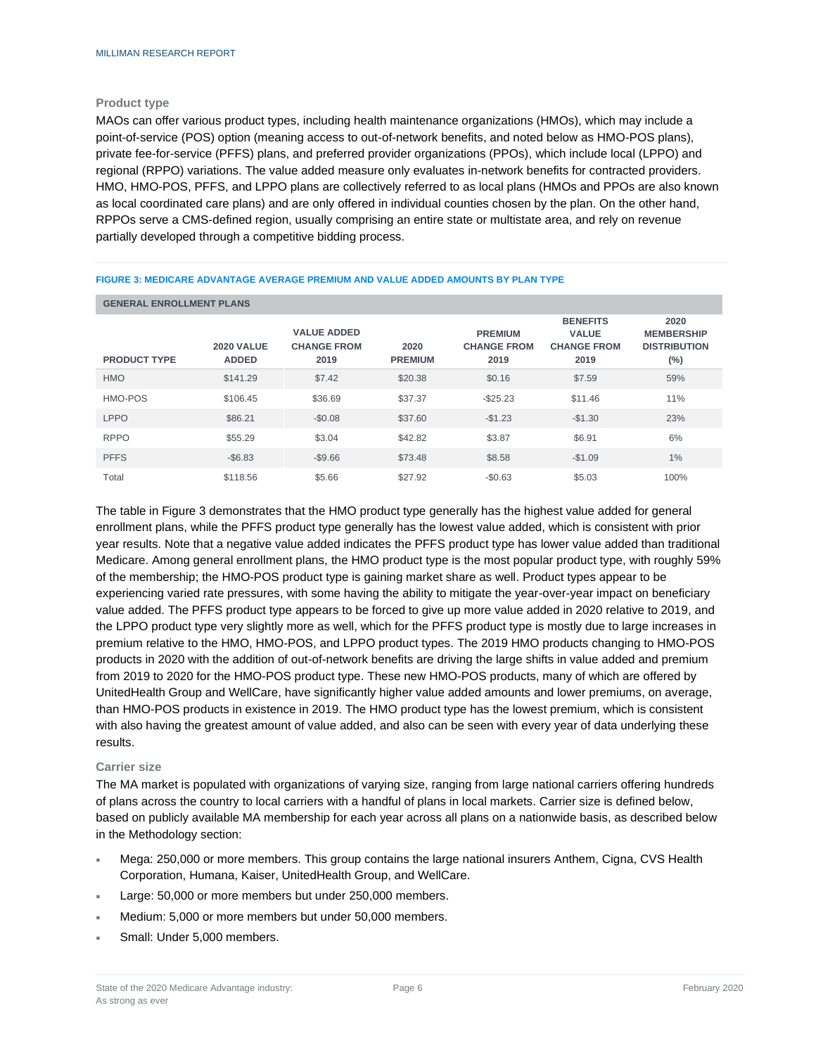### Product type

MAOs can offer various product types, including health maintenance organizations (HMOs), which may include a point-of-service (POS) option (meaning access to out-of-network benefits, and noted below as HMO-POS plans), private fee-for-service (PFFS) plans, and preferred provider organizations (PPOs), which include local (LPPO) and regional (RPPO) variations. The value added measure only evaluates in-network benefits for contracted providers. HMO, HMO-POS, PFFS, and LPPO plans are collectively referred to as local plans (HMOs and PPOs are also known as local coordinated care plans) and are only offered in individual counties chosen by the plan. On the other hand, RPPOs serve a CMS-defined region, usually comprising an entire state or multistate area, and rely on revenue partially developed through a competitive bidding process.

**FIGURE 3: MEDICARE ADVANTAGE AVERAGE PREMIUM AND VALUE ADDED AMOUNTS BY PLAN TYPE**

| GENERAL ENROLLMENT PLANS | | | | | | |
|---|---|---|---|---|---|---|
| PRODUCT TYPE | 2020 VALUE ADDED | VALUE ADDED CHANGE FROM 2019 | 2020 PREMIUM | PREMIUM CHANGE FROM 2019 | BENEFITS VALUE CHANGE FROM 2019 | 2020 MEMBERSHIP DISTRIBUTION (%) |
| HMO | $141.29 | $7.42 | $20.38 | $0.16 | $7.59 | 59% |
| HMO-POS | $106.45 | $36.69 | $37.37 | -$25.23 | $11.46 | 11% |
| LPPO | $86.21 | -$0.08 | $37.60 | -$1.23 | -$1.30 | 23% |
| RPPO | $55.29 | $3.04 | $42.82 | $3.87 | $6.91 | 6% |
| PFFS | -$6.83 | -$9.66 | $73.48 | $8.58 | -$1.09 | 1% |
| Total | $118.56 | $5.66 | $27.92 | -$0.63 | $5.03 | 100% |

The table in Figure 3 demonstrates that the HMO product type generally has the highest value added for general enrollment plans, while the PFFS product type generally has the lowest value added, which is consistent with prior year results. Note that a negative value added indicates the PFFS product type has lower value added than traditional Medicare. Among general enrollment plans, the HMO product type is the most popular product type, with roughly 59% of the membership; the HMO-POS product type is gaining market share as well. Product types appear to be experiencing varied rate pressures, with some having the ability to mitigate the year-over-year impact on beneficiary value added. The PFFS product type appears to be forced to give up more value added in 2020 relative to 2019, and the LPPO product type very slightly more as well, which for the PFFS product type is mostly due to large increases in premium relative to the HMO, HMO-POS, and LPPO product types. The 2019 HMO products changing to HMO-POS products in 2020 with the addition of out-of-network benefits are driving the large shifts in value added and premium from 2019 to 2020 for the HMO-POS product type. These new HMO-POS products, many of which are offered by UnitedHealth Group and WellCare, have significantly higher value added amounts and lower premiums, on average, than HMO-POS products in existence in 2019. The HMO product type has the lowest premium, which is consistent with also having the greatest amount of value added, and also can be seen with every year of data underlying these results.

### Carrier size

The MA market is populated with organizations of varying size, ranging from large national carriers offering hundreds of plans across the country to local carriers with a handful of plans in local markets. Carrier size is defined below, based on publicly available MA membership for each year across all plans on a nationwide basis, as described below in the Methodology section:

- Mega: 250,000 or more members. This group contains the large national insurers Anthem, Cigna, CVS Health Corporation, Humana, Kaiser, UnitedHealth Group, and WellCare.
- Large: 50,000 or more members but under 250,000 members.
- Medium: 5,000 or more members but under 50,000 members.
- Small: Under 5,000 members.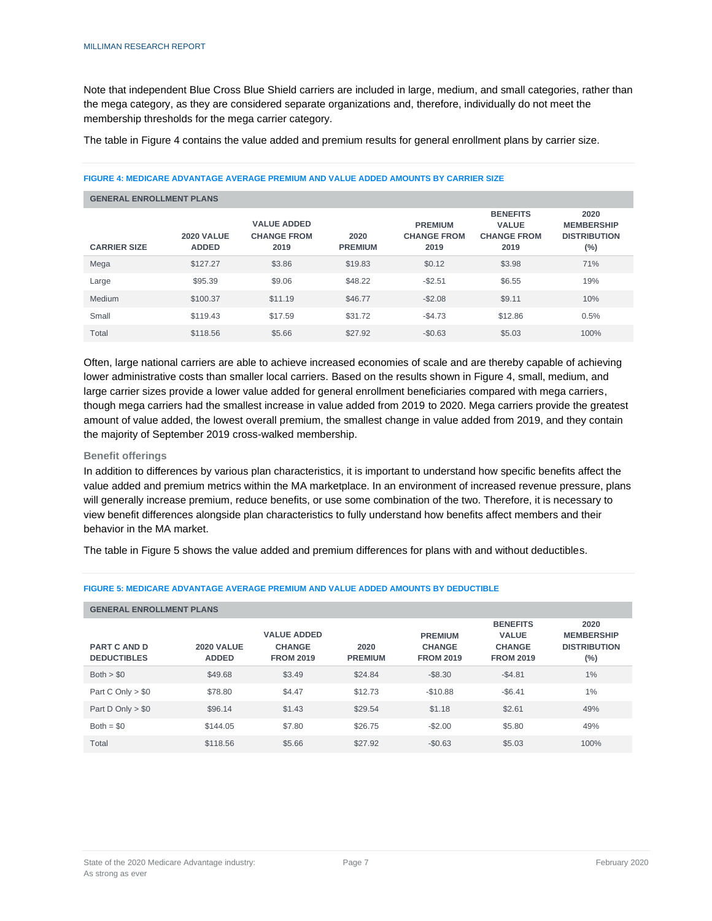Note that independent Blue Cross Blue Shield carriers are included in large, medium, and small categories, rather than the mega category, as they are considered separate organizations and, therefore, individually do not meet the membership thresholds for the mega carrier category.

The table in Figure 4 contains the value added and premium results for general enrollment plans by carrier size.

**FIGURE 4: MEDICARE ADVANTAGE AVERAGE PREMIUM AND VALUE ADDED AMOUNTS BY CARRIER SIZE**

| GENERAL ENROLLMENT PLANS | | | | | | |
|---|---|---|---|---|---|---|
| CARRIER SIZE | 2020 VALUE ADDED | VALUE ADDED CHANGE FROM 2019 | 2020 PREMIUM | PREMIUM CHANGE FROM 2019 | BENEFITS VALUE CHANGE FROM 2019 | 2020 MEMBERSHIP DISTRIBUTION (%) |
| Mega | $127.27 | $3.86 | $19.83 | $0.12 | $3.98 | 71% |
| Large | $95.39 | $9.06 | $48.22 | -$2.51 | $6.55 | 19% |
| Medium | $100.37 | $11.19 | $46.77 | -$2.08 | $9.11 | 10% |
| Small | $119.43 | $17.59 | $31.72 | -$4.73 | $12.86 | 0.5% |
| Total | $118.56 | $5.66 | $27.92 | -$0.63 | $5.03 | 100% |

Often, large national carriers are able to achieve increased economies of scale and are thereby capable of achieving lower administrative costs than smaller local carriers. Based on the results shown in Figure 4, small, medium, and large carrier sizes provide a lower value added for general enrollment beneficiaries compared with mega carriers, though mega carriers had the smallest increase in value added from 2019 to 2020. Mega carriers provide the greatest amount of value added, the lowest overall premium, the smallest change in value added from 2019, and they contain the majority of September 2019 cross-walked membership.

### Benefit offerings

In addition to differences by various plan characteristics, it is important to understand how specific benefits affect the value added and premium metrics within the MA marketplace. In an environment of increased revenue pressure, plans will generally increase premium, reduce benefits, or use some combination of the two. Therefore, it is necessary to view benefit differences alongside plan characteristics to fully understand how benefits affect members and their behavior in the MA market.

The table in Figure 5 shows the value added and premium differences for plans with and without deductibles.

**FIGURE 5: MEDICARE ADVANTAGE AVERAGE PREMIUM AND VALUE ADDED AMOUNTS BY DEDUCTIBLE**

| GENERAL ENROLLMENT PLANS | | | | | | |
|---|---|---|---|---|---|---|
| PART C AND D DEDUCTIBLES | 2020 VALUE ADDED | VALUE ADDED CHANGE FROM 2019 | 2020 PREMIUM | PREMIUM CHANGE FROM 2019 | BENEFITS VALUE CHANGE FROM 2019 | 2020 MEMBERSHIP DISTRIBUTION (%) |
| Both > $0 | $49.68 | $3.49 | $24.84 | -$8.30 | -$4.81 | 1% |
| Part C Only > $0 | $78.80 | $4.47 | $12.73 | -$10.88 | -$6.41 | 1% |
| Part D Only > $0 | $96.14 | $1.43 | $29.54 | $1.18 | $2.61 | 49% |
| Both = $0 | $144.05 | $7.80 | $26.75 | -$2.00 | $5.80 | 49% |
| Total | $118.56 | $5.66 | $27.92 | -$0.63 | $5.03 | 100% |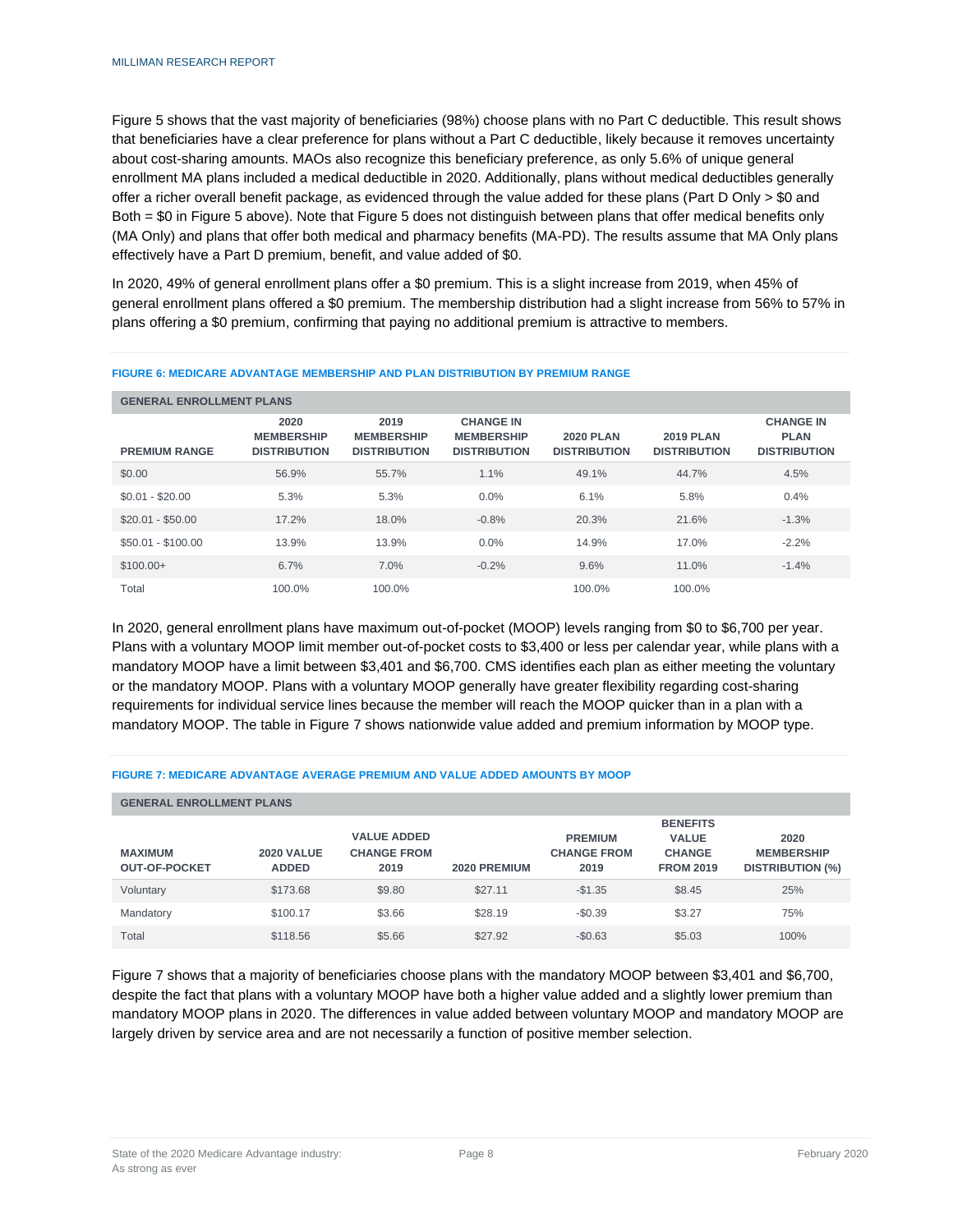Figure 5 shows that the vast majority of beneficiaries (98%) choose plans with no Part C deductible. This result shows that beneficiaries have a clear preference for plans without a Part C deductible, likely because it removes uncertainty about cost-sharing amounts. MAOs also recognize this beneficiary preference, as only 5.6% of unique general enrollment MA plans included a medical deductible in 2020. Additionally, plans without medical deductibles generally offer a richer overall benefit package, as evidenced through the value added for these plans (Part D Only > $0 and Both = $0 in Figure 5 above). Note that Figure 5 does not distinguish between plans that offer medical benefits only (MA Only) and plans that offer both medical and pharmacy benefits (MA-PD). The results assume that MA Only plans effectively have a Part D premium, benefit, and value added of $0.

In 2020, 49% of general enrollment plans offer a $0 premium. This is a slight increase from 2019, when 45% of general enrollment plans offered a $0 premium. The membership distribution had a slight increase from 56% to 57% in plans offering a $0 premium, confirming that paying no additional premium is attractive to members.

**FIGURE 6: MEDICARE ADVANTAGE MEMBERSHIP AND PLAN DISTRIBUTION BY PREMIUM RANGE**

| GENERAL ENROLLMENT PLANS | | | | | | |
|---|---|---|---|---|---|---|
| PREMIUM RANGE | 2020 MEMBERSHIP DISTRIBUTION | 2019 MEMBERSHIP DISTRIBUTION | CHANGE IN MEMBERSHIP DISTRIBUTION | 2020 PLAN DISTRIBUTION | 2019 PLAN DISTRIBUTION | CHANGE IN PLAN DISTRIBUTION |
| $0.00 | 56.9% | 55.7% | 1.1% | 49.1% | 44.7% | 4.5% |
| $0.01 - $20.00 | 5.3% | 5.3% | 0.0% | 6.1% | 5.8% | 0.4% |
| $20.01 - $50.00 | 17.2% | 18.0% | -0.8% | 20.3% | 21.6% | -1.3% |
| $50.01 - $100.00 | 13.9% | 13.9% | 0.0% | 14.9% | 17.0% | -2.2% |
| $100.00+ | 6.7% | 7.0% | -0.2% | 9.6% | 11.0% | -1.4% |
| Total | 100.0% | 100.0% | | 100.0% | 100.0% | |

In 2020, general enrollment plans have maximum out-of-pocket (MOOP) levels ranging from $0 to $6,700 per year. Plans with a voluntary MOOP limit member out-of-pocket costs to $3,400 or less per calendar year, while plans with a mandatory MOOP have a limit between $3,401 and $6,700. CMS identifies each plan as either meeting the voluntary or the mandatory MOOP. Plans with a voluntary MOOP generally have greater flexibility regarding cost-sharing requirements for individual service lines because the member will reach the MOOP quicker than in a plan with a mandatory MOOP. The table in Figure 7 shows nationwide value added and premium information by MOOP type.

**FIGURE 7: MEDICARE ADVANTAGE AVERAGE PREMIUM AND VALUE ADDED AMOUNTS BY MOOP**

| GENERAL ENROLLMENT PLANS | | | | | | |
|---|---|---|---|---|---|---|
| MAXIMUM OUT-OF-POCKET | 2020 VALUE ADDED | VALUE ADDED CHANGE FROM 2019 | 2020 PREMIUM | PREMIUM CHANGE FROM 2019 | BENEFITS VALUE CHANGE FROM 2019 | 2020 MEMBERSHIP DISTRIBUTION (%) |
| Voluntary | $173.68 | $9.80 | $27.11 | -$1.35 | $8.45 | 25% |
| Mandatory | $100.17 | $3.66 | $28.19 | -$0.39 | $3.27 | 75% |
| Total | $118.56 | $5.66 | $27.92 | -$0.63 | $5.03 | 100% |

Figure 7 shows that a majority of beneficiaries choose plans with the mandatory MOOP between $3,401 and $6,700, despite the fact that plans with a voluntary MOOP have both a higher value added and a slightly lower premium than mandatory MOOP plans in 2020. The differences in value added between voluntary MOOP and mandatory MOOP are largely driven by service area and are not necessarily a function of positive member selection.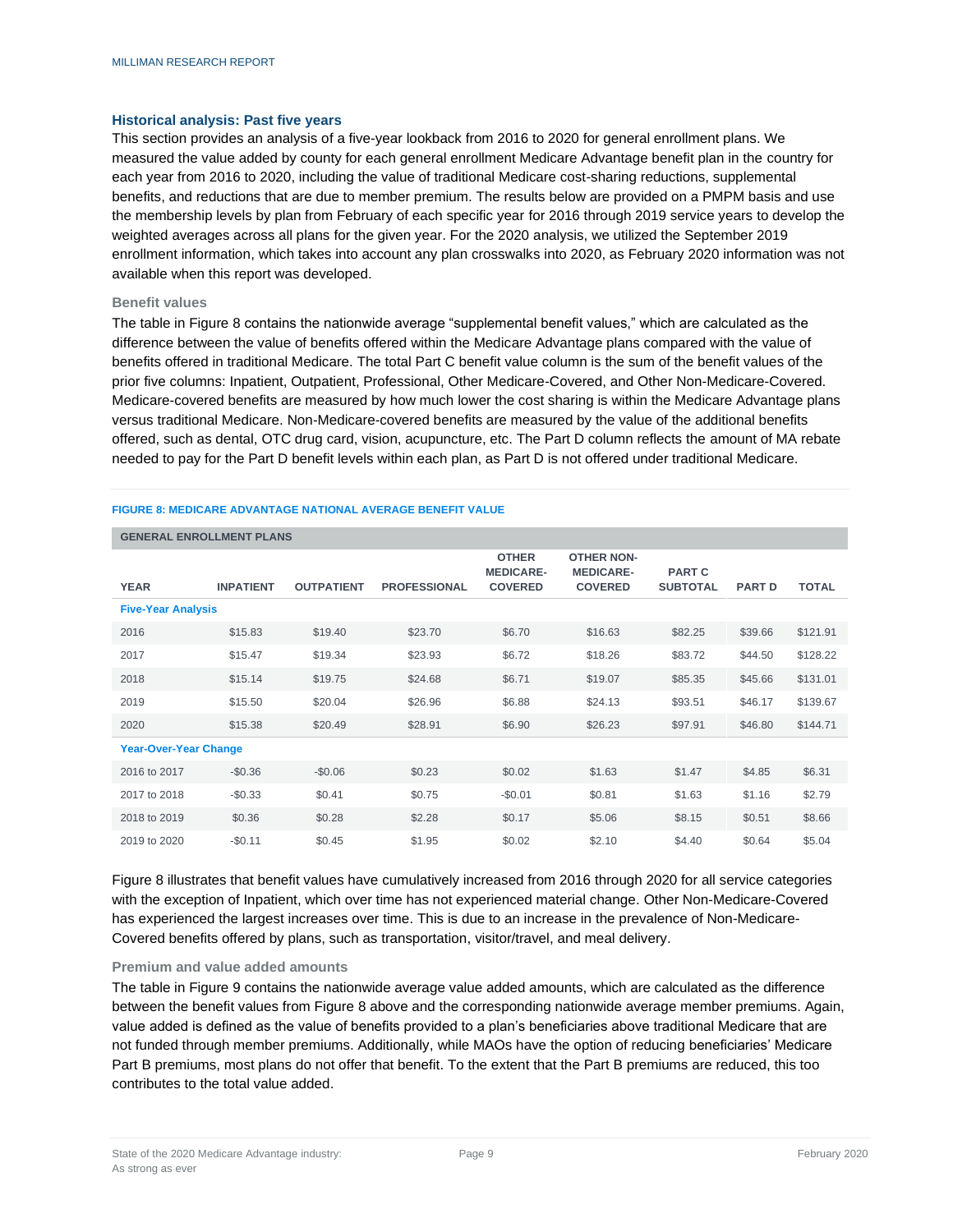### Historical analysis: Past five years

This section provides an analysis of a five-year lookback from 2016 to 2020 for general enrollment plans. We measured the value added by county for each general enrollment Medicare Advantage benefit plan in the country for each year from 2016 to 2020, including the value of traditional Medicare cost-sharing reductions, supplemental benefits, and reductions that are due to member premium. The results below are provided on a PMPM basis and use the membership levels by plan from February of each specific year for 2016 through 2019 service years to develop the weighted averages across all plans for the given year. For the 2020 analysis, we utilized the September 2019 enrollment information, which takes into account any plan crosswalks into 2020, as February 2020 information was not available when this report was developed.

#### Benefit values

The table in Figure 8 contains the nationwide average "supplemental benefit values," which are calculated as the difference between the value of benefits offered within the Medicare Advantage plans compared with the value of benefits offered in traditional Medicare. The total Part C benefit value column is the sum of the benefit values of the prior five columns: Inpatient, Outpatient, Professional, Other Medicare-Covered, and Other Non-Medicare-Covered. Medicare-covered benefits are measured by how much lower the cost sharing is within the Medicare Advantage plans versus traditional Medicare. Non-Medicare-covered benefits are measured by the value of the additional benefits offered, such as dental, OTC drug card, vision, acupuncture, etc. The Part D column reflects the amount of MA rebate needed to pay for the Part D benefit levels within each plan, as Part D is not offered under traditional Medicare.

**FIGURE 8: MEDICARE ADVANTAGE NATIONAL AVERAGE BENEFIT VALUE**

| GENERAL ENROLLMENT PLANS | | | | | | | | |
|---|---|---|---|---|---|---|---|---|
| YEAR | INPATIENT | OUTPATIENT | PROFESSIONAL | OTHER MEDICARE-COVERED | OTHER NON-MEDICARE-COVERED | PART C SUBTOTAL | PART D | TOTAL |
| **Five-Year Analysis** | | | | | | | | |
| 2016 | $15.83 | $19.40 | $23.70 | $6.70 | $16.63 | $82.25 | $39.66 | $121.91 |
| 2017 | $15.47 | $19.34 | $23.93 | $6.72 | $18.26 | $83.72 | $44.50 | $128.22 |
| 2018 | $15.14 | $19.75 | $24.68 | $6.71 | $19.07 | $85.35 | $45.66 | $131.01 |
| 2019 | $15.50 | $20.04 | $26.96 | $6.88 | $24.13 | $93.51 | $46.17 | $139.67 |
| 2020 | $15.38 | $20.49 | $28.91 | $6.90 | $26.23 | $97.91 | $46.80 | $144.71 |
| **Year-Over-Year Change** | | | | | | | | |
| 2016 to 2017 | -$0.36 | -$0.06 | $0.23 | $0.02 | $1.63 | $1.47 | $4.85 | $6.31 |
| 2017 to 2018 | -$0.33 | $0.41 | $0.75 | -$0.01 | $0.81 | $1.63 | $1.16 | $2.79 |
| 2018 to 2019 | $0.36 | $0.28 | $2.28 | $0.17 | $5.06 | $8.15 | $0.51 | $8.66 |
| 2019 to 2020 | -$0.11 | $0.45 | $1.95 | $0.02 | $2.10 | $4.40 | $0.64 | $5.04 |

Figure 8 illustrates that benefit values have cumulatively increased from 2016 through 2020 for all service categories with the exception of Inpatient, which over time has not experienced material change. Other Non-Medicare-Covered has experienced the largest increases over time. This is due to an increase in the prevalence of Non-Medicare-Covered benefits offered by plans, such as transportation, visitor/travel, and meal delivery.

#### Premium and value added amounts

The table in Figure 9 contains the nationwide average value added amounts, which are calculated as the difference between the benefit values from Figure 8 above and the corresponding nationwide average member premiums. Again, value added is defined as the value of benefits provided to a plan's beneficiaries above traditional Medicare that are not funded through member premiums. Additionally, while MAOs have the option of reducing beneficiaries' Medicare Part B premiums, most plans do not offer that benefit. To the extent that the Part B premiums are reduced, this too contributes to the total value added.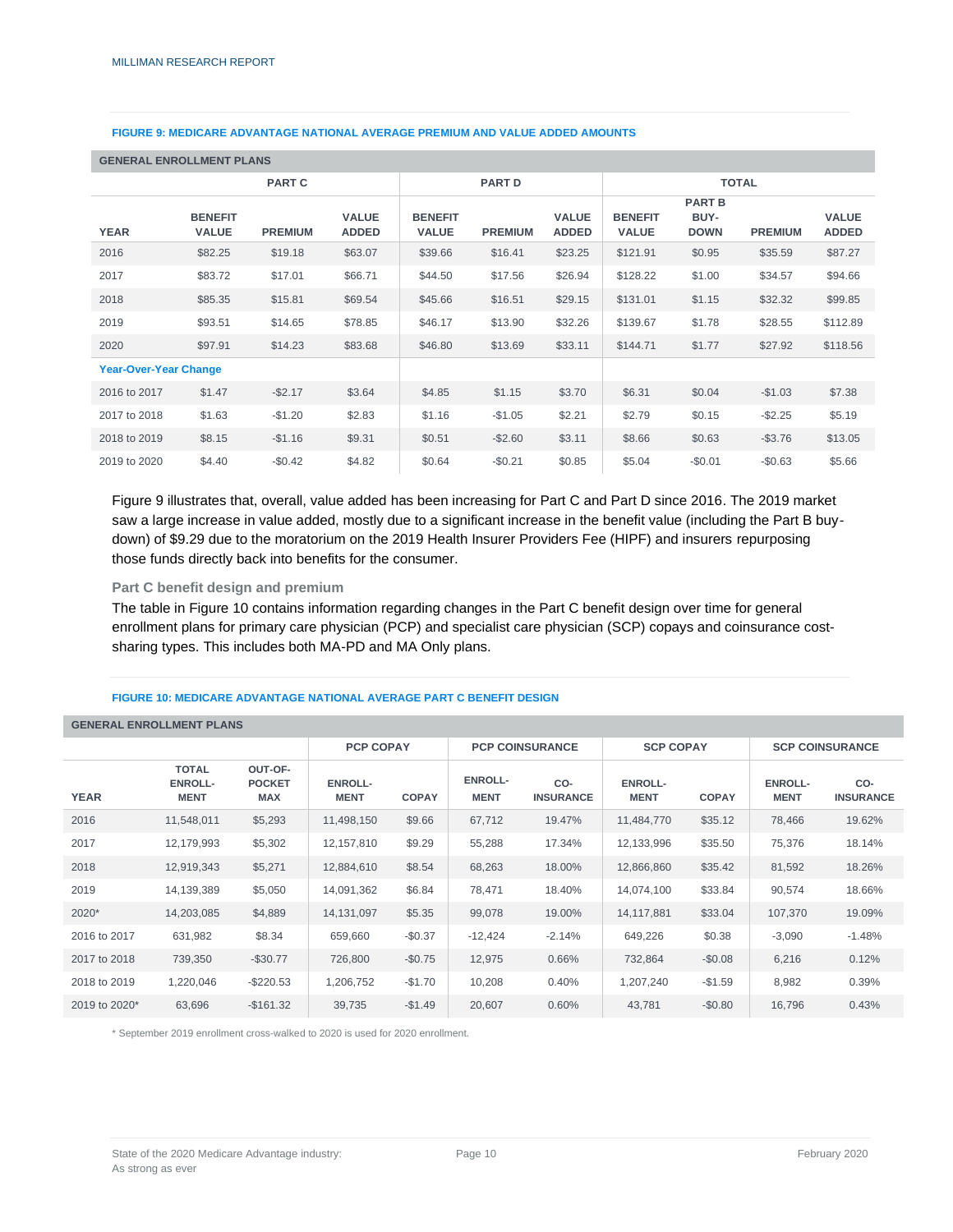**FIGURE 9: MEDICARE ADVANTAGE NATIONAL AVERAGE PREMIUM AND VALUE ADDED AMOUNTS**

| GENERAL ENROLLMENT PLANS | | | | | | | | | | |
|---|---|---|---|---|---|---|---|---|---|---|
| | PART C | | | PART D | | | TOTAL | | | |
| YEAR | BENEFIT VALUE | PREMIUM | VALUE ADDED | BENEFIT VALUE | PREMIUM | VALUE ADDED | BENEFIT VALUE | PART B BUY-DOWN | PREMIUM | VALUE ADDED |
| 2016 | $82.25 | $19.18 | $63.07 | $39.66 | $16.41 | $23.25 | $121.91 | $0.95 | $35.59 | $87.27 |
| 2017 | $83.72 | $17.01 | $66.71 | $44.50 | $17.56 | $26.94 | $128.22 | $1.00 | $34.57 | $94.66 |
| 2018 | $85.35 | $15.81 | $69.54 | $45.66 | $16.51 | $29.15 | $131.01 | $1.15 | $32.32 | $99.85 |
| 2019 | $93.51 | $14.65 | $78.85 | $46.17 | $13.90 | $32.26 | $139.67 | $1.78 | $28.55 | $112.89 |
| 2020 | $97.91 | $14.23 | $83.68 | $46.80 | $13.69 | $33.11 | $144.71 | $1.77 | $27.92 | $118.56 |
| **Year-Over-Year Change** | | | | | | | | | | |
| 2016 to 2017 | $1.47 | -$2.17 | $3.64 | $4.85 | $1.15 | $3.70 | $6.31 | $0.04 | -$1.03 | $7.38 |
| 2017 to 2018 | $1.63 | -$1.20 | $2.83 | $1.16 | -$1.05 | $2.21 | $2.79 | $0.15 | -$2.25 | $5.19 |
| 2018 to 2019 | $8.15 | -$1.16 | $9.31 | $0.51 | -$2.60 | $3.11 | $8.66 | $0.63 | -$3.76 | $13.05 |
| 2019 to 2020 | $4.40 | -$0.42 | $4.82 | $0.64 | -$0.21 | $0.85 | $5.04 | -$0.01 | -$0.63 | $5.66 |

Figure 9 illustrates that, overall, value added has been increasing for Part C and Part D since 2016. The 2019 market saw a large increase in value added, mostly due to a significant increase in the benefit value (including the Part B buy-down) of $9.29 due to the moratorium on the 2019 Health Insurer Providers Fee (HIPF) and insurers repurposing those funds directly back into benefits for the consumer.

### Part C benefit design and premium

The table in Figure 10 contains information regarding changes in the Part C benefit design over time for general enrollment plans for primary care physician (PCP) and specialist care physician (SCP) copays and coinsurance cost-sharing types. This includes both MA-PD and MA Only plans.

**FIGURE 10: MEDICARE ADVANTAGE NATIONAL AVERAGE PART C BENEFIT DESIGN**

| GENERAL ENROLLMENT PLANS | | | | | | | | | | |
|---|---|---|---|---|---|---|---|---|---|---|
| | | | PCP COPAY | | PCP COINSURANCE | | SCP COPAY | | SCP COINSURANCE | |
| YEAR | TOTAL ENROLL-MENT | OUT-OF-POCKET MAX | ENROLL-MENT | COPAY | ENROLL-MENT | CO-INSURANCE | ENROLL-MENT | COPAY | ENROLL-MENT | CO-INSURANCE |
| 2016 | 11,548,011 | $5,293 | 11,498,150 | $9.66 | 67,712 | 19.47% | 11,484,770 | $35.12 | 78,466 | 19.62% |
| 2017 | 12,179,993 | $5,302 | 12,157,810 | $9.29 | 55,288 | 17.34% | 12,133,996 | $35.50 | 75,376 | 18.14% |
| 2018 | 12,919,343 | $5,271 | 12,884,610 | $8.54 | 68,263 | 18.00% | 12,866,860 | $35.42 | 81,592 | 18.26% |
| 2019 | 14,139,389 | $5,050 | 14,091,362 | $6.84 | 78,471 | 18.40% | 14,074,100 | $33.84 | 90,574 | 18.66% |
| 2020* | 14,203,085 | $4,889 | 14,131,097 | $5.35 | 99,078 | 19.00% | 14,117,881 | $33.04 | 107,370 | 19.09% |
| 2016 to 2017 | 631,982 | $8.34 | 659,660 | -$0.37 | -12,424 | -2.14% | 649,226 | $0.38 | -3,090 | -1.48% |
| 2017 to 2018 | 739,350 | -$30.77 | 726,800 | -$0.75 | 12,975 | 0.66% | 732,864 | -$0.08 | 6,216 | 0.12% |
| 2018 to 2019 | 1,220,046 | -$220.53 | 1,206,752 | -$1.70 | 10,208 | 0.40% | 1,207,240 | -$1.59 | 8,982 | 0.39% |
| 2019 to 2020* | 63,696 | -$161.32 | 39,735 | -$1.49 | 20,607 | 0.60% | 43,781 | -$0.80 | 16,796 | 0.43% |

\* September 2019 enrollment cross-walked to 2020 is used for 2020 enrollment.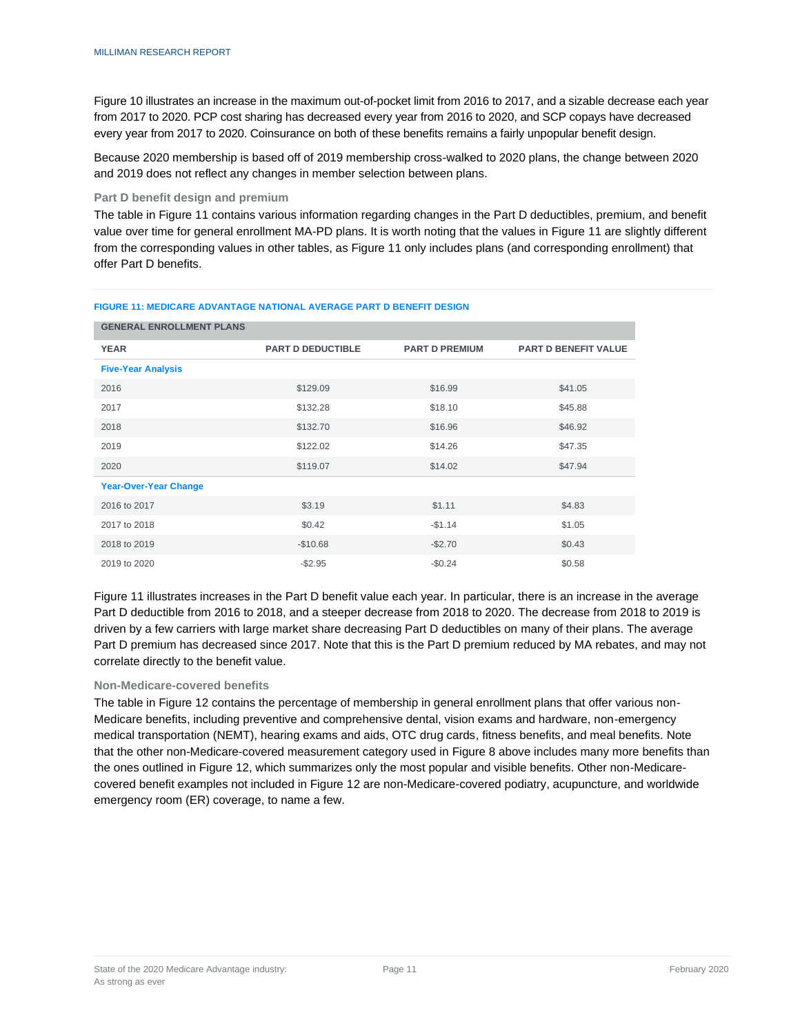Figure 10 illustrates an increase in the maximum out-of-pocket limit from 2016 to 2017, and a sizable decrease each year from 2017 to 2020. PCP cost sharing has decreased every year from 2016 to 2020, and SCP copays have decreased every year from 2017 to 2020. Coinsurance on both of these benefits remains a fairly unpopular benefit design.

Because 2020 membership is based off of 2019 membership cross-walked to 2020 plans, the change between 2020 and 2019 does not reflect any changes in member selection between plans.

### Part D benefit design and premium

The table in Figure 11 contains various information regarding changes in the Part D deductibles, premium, and benefit value over time for general enrollment MA-PD plans. It is worth noting that the values in Figure 11 are slightly different from the corresponding values in other tables, as Figure 11 only includes plans (and corresponding enrollment) that offer Part D benefits.

**FIGURE 11: MEDICARE ADVANTAGE NATIONAL AVERAGE PART D BENEFIT DESIGN**

| GENERAL ENROLLMENT PLANS | | | |
|---|---|---|---|
| **YEAR** | **PART D DEDUCTIBLE** | **PART D PREMIUM** | **PART D BENEFIT VALUE** |
| **Five-Year Analysis** | | | |
| 2016 | $129.09 | $16.99 | $41.05 |
| 2017 | $132.28 | $18.10 | $45.88 |
| 2018 | $132.70 | $16.96 | $46.92 |
| 2019 | $122.02 | $14.26 | $47.35 |
| 2020 | $119.07 | $14.02 | $47.94 |
| **Year-Over-Year Change** | | | |
| 2016 to 2017 | $3.19 | $1.11 | $4.83 |
| 2017 to 2018 | $0.42 | -$1.14 | $1.05 |
| 2018 to 2019 | -$10.68 | -$2.70 | $0.43 |
| 2019 to 2020 | -$2.95 | -$0.24 | $0.58 |

Figure 11 illustrates increases in the Part D benefit value each year. In particular, there is an increase in the average Part D deductible from 2016 to 2018, and a steeper decrease from 2018 to 2020. The decrease from 2018 to 2019 is driven by a few carriers with large market share decreasing Part D deductibles on many of their plans. The average Part D premium has decreased since 2017. Note that this is the Part D premium reduced by MA rebates, and may not correlate directly to the benefit value.

### Non-Medicare-covered benefits

The table in Figure 12 contains the percentage of membership in general enrollment plans that offer various non-Medicare benefits, including preventive and comprehensive dental, vision exams and hardware, non-emergency medical transportation (NEMT), hearing exams and aids, OTC drug cards, fitness benefits, and meal benefits. Note that the other non-Medicare-covered measurement category used in Figure 8 above includes many more benefits than the ones outlined in Figure 12, which summarizes only the most popular and visible benefits. Other non-Medicare-covered benefit examples not included in Figure 12 are non-Medicare-covered podiatry, acupuncture, and worldwide emergency room (ER) coverage, to name a few.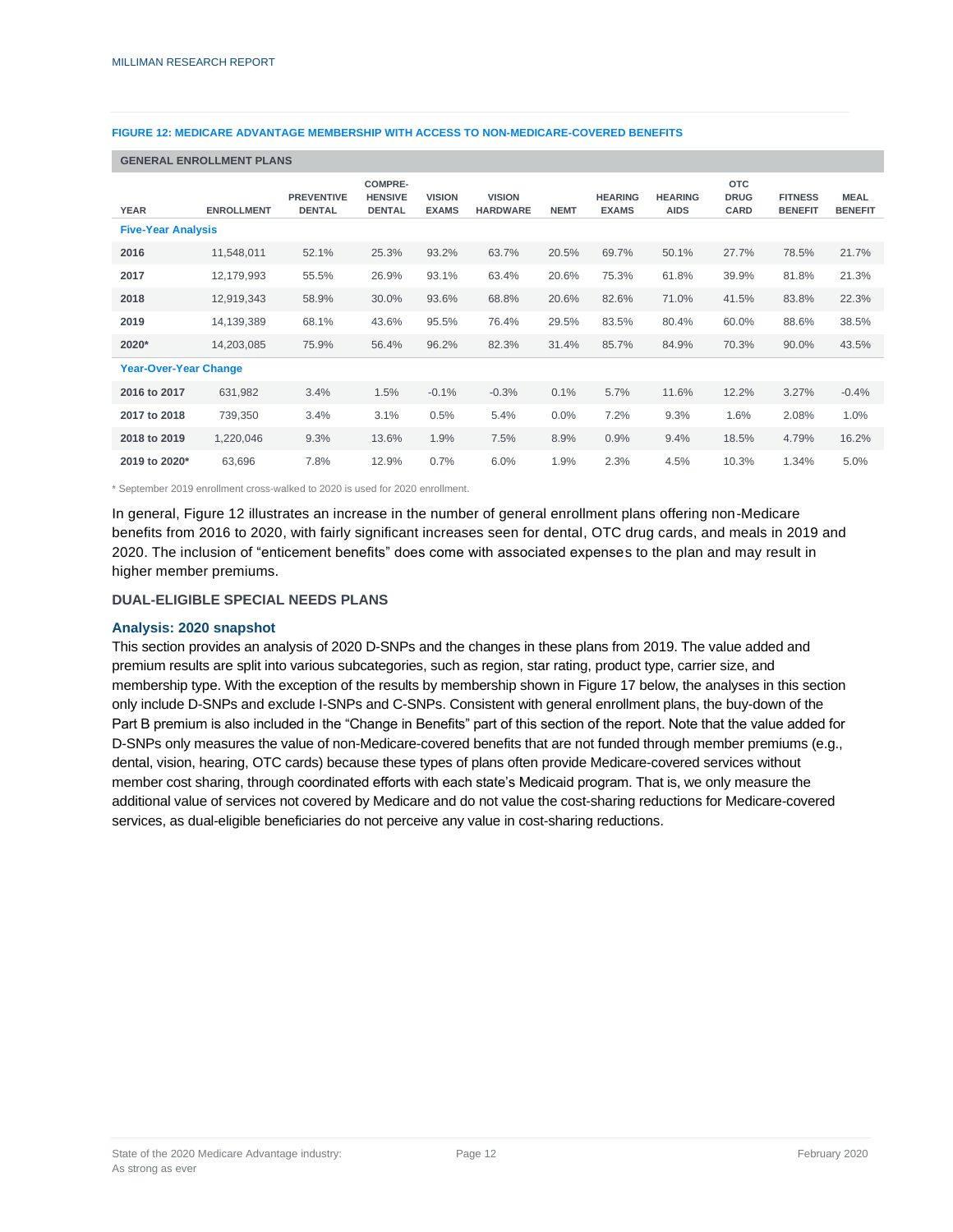**FIGURE 12: MEDICARE ADVANTAGE MEMBERSHIP WITH ACCESS TO NON-MEDICARE-COVERED BENEFITS**

| GENERAL ENROLLMENT PLANS | | | | | | | | | | | |
|---|---|---|---|---|---|---|---|---|---|---|---|
| YEAR | ENROLLMENT | PREVENTIVE DENTAL | COMPRE-HENSIVE DENTAL | VISION EXAMS | VISION HARDWARE | NEMT | HEARING EXAMS | HEARING AIDS | OTC DRUG CARD | FITNESS BENEFIT | MEAL BENEFIT |
| **Five-Year Analysis** | | | | | | | | | | | |
| **2016** | 11,548,011 | 52.1% | 25.3% | 93.2% | 63.7% | 20.5% | 69.7% | 50.1% | 27.7% | 78.5% | 21.7% |
| **2017** | 12,179,993 | 55.5% | 26.9% | 93.1% | 63.4% | 20.6% | 75.3% | 61.8% | 39.9% | 81.8% | 21.3% |
| **2018** | 12,919,343 | 58.9% | 30.0% | 93.6% | 68.8% | 20.6% | 82.6% | 71.0% | 41.5% | 83.8% | 22.3% |
| **2019** | 14,139,389 | 68.1% | 43.6% | 95.5% | 76.4% | 29.5% | 83.5% | 80.4% | 60.0% | 88.6% | 38.5% |
| **2020*** | 14,203,085 | 75.9% | 56.4% | 96.2% | 82.3% | 31.4% | 85.7% | 84.9% | 70.3% | 90.0% | 43.5% |
| **Year-Over-Year Change** | | | | | | | | | | | |
| **2016 to 2017** | 631,982 | 3.4% | 1.5% | -0.1% | -0.3% | 0.1% | 5.7% | 11.6% | 12.2% | 3.27% | -0.4% |
| **2017 to 2018** | 739,350 | 3.4% | 3.1% | 0.5% | 5.4% | 0.0% | 7.2% | 9.3% | 1.6% | 2.08% | 1.0% |
| **2018 to 2019** | 1,220,046 | 9.3% | 13.6% | 1.9% | 7.5% | 8.9% | 0.9% | 9.4% | 18.5% | 4.79% | 16.2% |
| **2019 to 2020*** | 63,696 | 7.8% | 12.9% | 0.7% | 6.0% | 1.9% | 2.3% | 4.5% | 10.3% | 1.34% | 5.0% |

* September 2019 enrollment cross-walked to 2020 is used for 2020 enrollment.

In general, Figure 12 illustrates an increase in the number of general enrollment plans offering non-Medicare benefits from 2016 to 2020, with fairly significant increases seen for dental, OTC drug cards, and meals in 2019 and 2020. The inclusion of "enticement benefits" does come with associated expenses to the plan and may result in higher member premiums.

## DUAL-ELIGIBLE SPECIAL NEEDS PLANS

### Analysis: 2020 snapshot

This section provides an analysis of 2020 D-SNPs and the changes in these plans from 2019. The value added and premium results are split into various subcategories, such as region, star rating, product type, carrier size, and membership type. With the exception of the results by membership shown in Figure 17 below, the analyses in this section only include D-SNPs and exclude I-SNPs and C-SNPs. Consistent with general enrollment plans, the buy-down of the Part B premium is also included in the "Change in Benefits" part of this section of the report. Note that the value added for D-SNPs only measures the value of non-Medicare-covered benefits that are not funded through member premiums (e.g., dental, vision, hearing, OTC cards) because these types of plans often provide Medicare-covered services without member cost sharing, through coordinated efforts with each state's Medicaid program. That is, we only measure the additional value of services not covered by Medicare and do not value the cost-sharing reductions for Medicare-covered services, as dual-eligible beneficiaries do not perceive any value in cost-sharing reductions.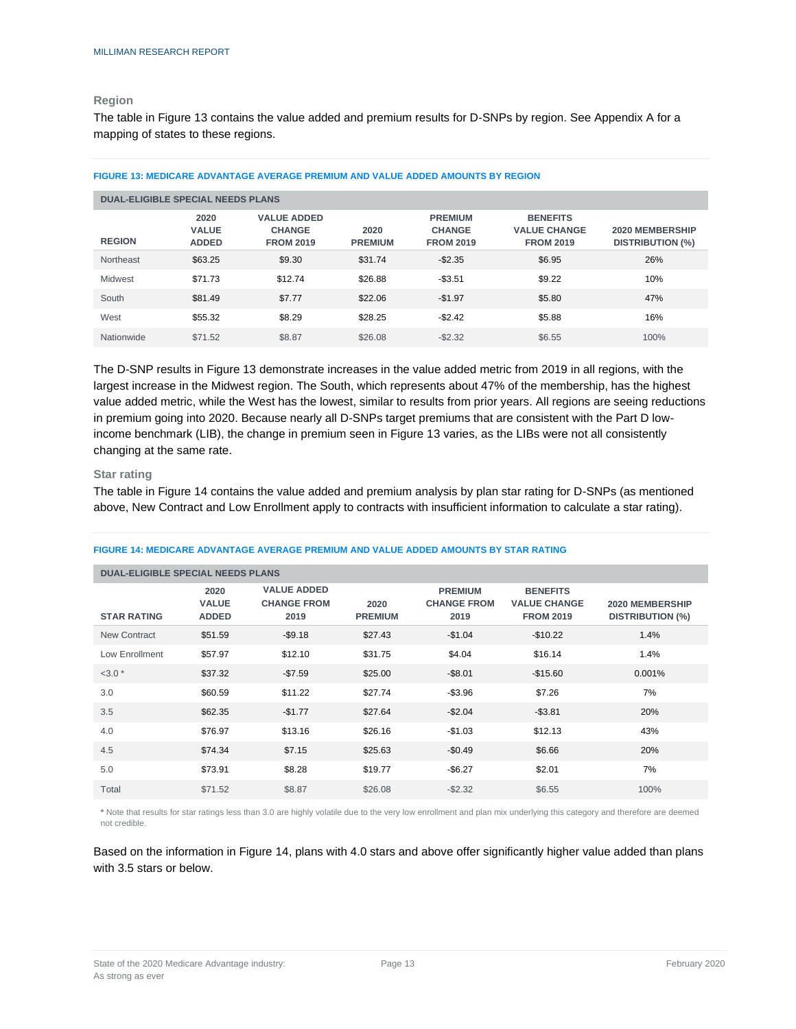### Region

The table in Figure 13 contains the value added and premium results for D-SNPs by region. See Appendix A for a mapping of states to these regions.

**FIGURE 13: MEDICARE ADVANTAGE AVERAGE PREMIUM AND VALUE ADDED AMOUNTS BY REGION**

| DUAL-ELIGIBLE SPECIAL NEEDS PLANS | | | | | | |
|---|---|---|---|---|---|---|
| REGION | 2020 VALUE ADDED | VALUE ADDED CHANGE FROM 2019 | 2020 PREMIUM | PREMIUM CHANGE FROM 2019 | BENEFITS VALUE CHANGE FROM 2019 | 2020 MEMBERSHIP DISTRIBUTION (%) |
| Northeast | $63.25 | $9.30 | $31.74 | -$2.35 | $6.95 | 26% |
| Midwest | $71.73 | $12.74 | $26.88 | -$3.51 | $9.22 | 10% |
| South | $81.49 | $7.77 | $22.06 | -$1.97 | $5.80 | 47% |
| West | $55.32 | $8.29 | $28.25 | -$2.42 | $5.88 | 16% |
| Nationwide | $71.52 | $8.87 | $26.08 | -$2.32 | $6.55 | 100% |

The D-SNP results in Figure 13 demonstrate increases in the value added metric from 2019 in all regions, with the largest increase in the Midwest region. The South, which represents about 47% of the membership, has the highest value added metric, while the West has the lowest, similar to results from prior years. All regions are seeing reductions in premium going into 2020. Because nearly all D-SNPs target premiums that are consistent with the Part D low-income benchmark (LIB), the change in premium seen in Figure 13 varies, as the LIBs were not all consistently changing at the same rate.

### Star rating

The table in Figure 14 contains the value added and premium analysis by plan star rating for D-SNPs (as mentioned above, New Contract and Low Enrollment apply to contracts with insufficient information to calculate a star rating).

**FIGURE 14: MEDICARE ADVANTAGE AVERAGE PREMIUM AND VALUE ADDED AMOUNTS BY STAR RATING**

| DUAL-ELIGIBLE SPECIAL NEEDS PLANS | | | | | | |
|---|---|---|---|---|---|---|
| STAR RATING | 2020 VALUE ADDED | VALUE ADDED CHANGE FROM 2019 | 2020 PREMIUM | PREMIUM CHANGE FROM 2019 | BENEFITS VALUE CHANGE FROM 2019 | 2020 MEMBERSHIP DISTRIBUTION (%) |
| New Contract | $51.59 | -$9.18 | $27.43 | -$1.04 | -$10.22 | 1.4% |
| Low Enrollment | $57.97 | $12.10 | $31.75 | $4.04 | $16.14 | 1.4% |
| <3.0 * | $37.32 | -$7.59 | $25.00 | -$8.01 | -$15.60 | 0.001% |
| 3.0 | $60.59 | $11.22 | $27.74 | -$3.96 | $7.26 | 7% |
| 3.5 | $62.35 | -$1.77 | $27.64 | -$2.04 | -$3.81 | 20% |
| 4.0 | $76.97 | $13.16 | $26.16 | -$1.03 | $12.13 | 43% |
| 4.5 | $74.34 | $7.15 | $25.63 | -$0.49 | $6.66 | 20% |
| 5.0 | $73.91 | $8.28 | $19.77 | -$6.27 | $2.01 | 7% |
| Total | $71.52 | $8.87 | $26.08 | -$2.32 | $6.55 | 100% |

* Note that results for star ratings less than 3.0 are highly volatile due to the very low enrollment and plan mix underlying this category and therefore are deemed not credible.

Based on the information in Figure 14, plans with 4.0 stars and above offer significantly higher value added than plans with 3.5 stars or below.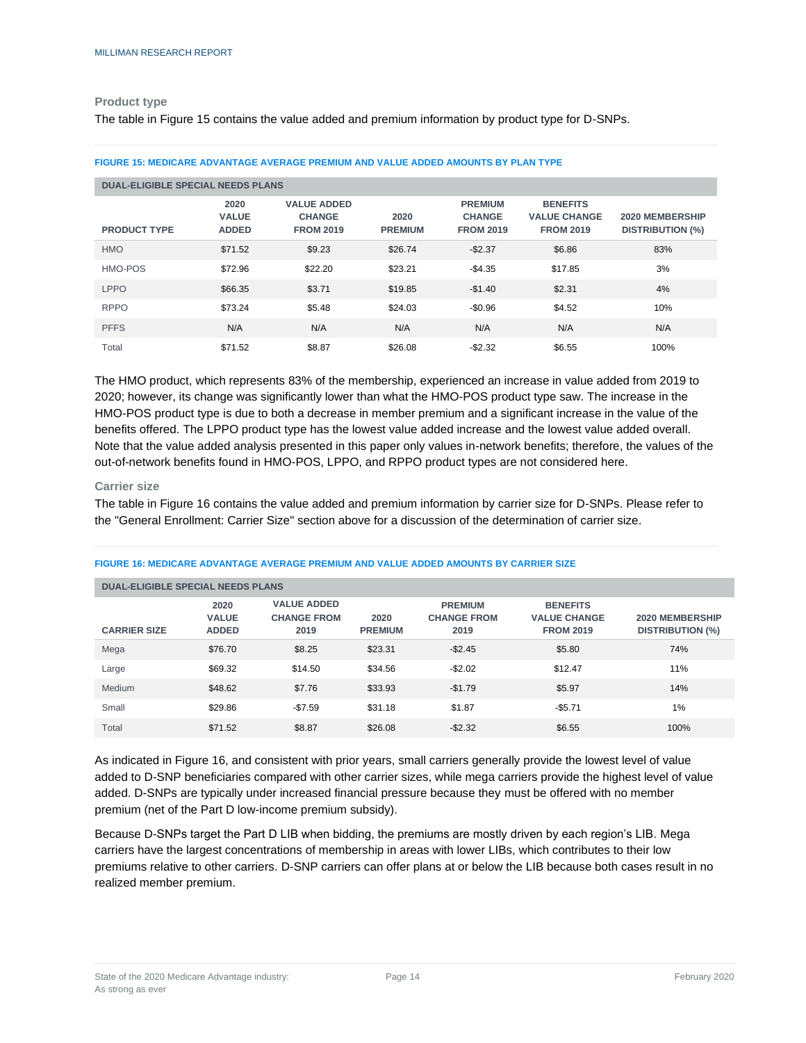### Product type

The table in Figure 15 contains the value added and premium information by product type for D-SNPs.

**FIGURE 15: MEDICARE ADVANTAGE AVERAGE PREMIUM AND VALUE ADDED AMOUNTS BY PLAN TYPE**

| DUAL-ELIGIBLE SPECIAL NEEDS PLANS | | | | | | |
|---|---|---|---|---|---|---|
| PRODUCT TYPE | 2020 VALUE ADDED | VALUE ADDED CHANGE FROM 2019 | 2020 PREMIUM | PREMIUM CHANGE FROM 2019 | BENEFITS VALUE CHANGE FROM 2019 | 2020 MEMBERSHIP DISTRIBUTION (%) |
| HMO | $71.52 | $9.23 | $26.74 | -$2.37 | $6.86 | 83% |
| HMO-POS | $72.96 | $22.20 | $23.21 | -$4.35 | $17.85 | 3% |
| LPPO | $66.35 | $3.71 | $19.85 | -$1.40 | $2.31 | 4% |
| RPPO | $73.24 | $5.48 | $24.03 | -$0.96 | $4.52 | 10% |
| PFFS | N/A | N/A | N/A | N/A | N/A | N/A |
| Total | $71.52 | $8.87 | $26.08 | -$2.32 | $6.55 | 100% |

The HMO product, which represents 83% of the membership, experienced an increase in value added from 2019 to 2020; however, its change was significantly lower than what the HMO-POS product type saw. The increase in the HMO-POS product type is due to both a decrease in member premium and a significant increase in the value of the benefits offered. The LPPO product type has the lowest value added increase and the lowest value added overall. Note that the value added analysis presented in this paper only values in-network benefits; therefore, the values of the out-of-network benefits found in HMO-POS, LPPO, and RPPO product types are not considered here.

### Carrier size

The table in Figure 16 contains the value added and premium information by carrier size for D-SNPs. Please refer to the "General Enrollment: Carrier Size" section above for a discussion of the determination of carrier size.

**FIGURE 16: MEDICARE ADVANTAGE AVERAGE PREMIUM AND VALUE ADDED AMOUNTS BY CARRIER SIZE**

| DUAL-ELIGIBLE SPECIAL NEEDS PLANS | | | | | | |
|---|---|---|---|---|---|---|
| CARRIER SIZE | 2020 VALUE ADDED | VALUE ADDED CHANGE FROM 2019 | 2020 PREMIUM | PREMIUM CHANGE FROM 2019 | BENEFITS VALUE CHANGE FROM 2019 | 2020 MEMBERSHIP DISTRIBUTION (%) |
| Mega | $76.70 | $8.25 | $23.31 | -$2.45 | $5.80 | 74% |
| Large | $69.32 | $14.50 | $34.56 | -$2.02 | $12.47 | 11% |
| Medium | $48.62 | $7.76 | $33.93 | -$1.79 | $5.97 | 14% |
| Small | $29.86 | -$7.59 | $31.18 | $1.87 | -$5.71 | 1% |
| Total | $71.52 | $8.87 | $26.08 | -$2.32 | $6.55 | 100% |

As indicated in Figure 16, and consistent with prior years, small carriers generally provide the lowest level of value added to D-SNP beneficiaries compared with other carrier sizes, while mega carriers provide the highest level of value added. D-SNPs are typically under increased financial pressure because they must be offered with no member premium (net of the Part D low-income premium subsidy).

Because D-SNPs target the Part D LIB when bidding, the premiums are mostly driven by each region's LIB. Mega carriers have the largest concentrations of membership in areas with lower LIBs, which contributes to their low premiums relative to other carriers. D-SNP carriers can offer plans at or below the LIB because both cases result in no realized member premium.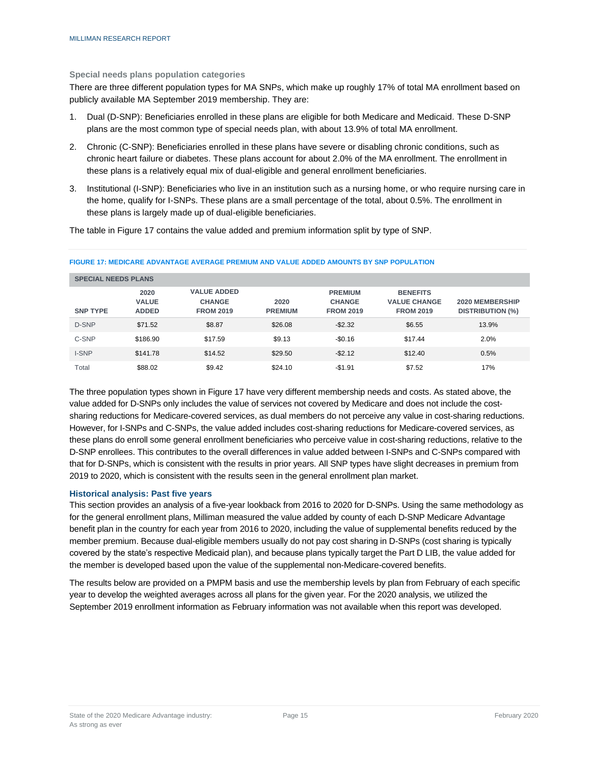### Special needs plans population categories

There are three different population types for MA SNPs, which make up roughly 17% of total MA enrollment based on publicly available MA September 2019 membership. They are:

1. Dual (D-SNP): Beneficiaries enrolled in these plans are eligible for both Medicare and Medicaid. These D-SNP plans are the most common type of special needs plan, with about 13.9% of total MA enrollment.
2. Chronic (C-SNP): Beneficiaries enrolled in these plans have severe or disabling chronic conditions, such as chronic heart failure or diabetes. These plans account for about 2.0% of the MA enrollment. The enrollment in these plans is a relatively equal mix of dual-eligible and general enrollment beneficiaries.
3. Institutional (I-SNP): Beneficiaries who live in an institution such as a nursing home, or who require nursing care in the home, qualify for I-SNPs. These plans are a small percentage of the total, about 0.5%. The enrollment in these plans is largely made up of dual-eligible beneficiaries.

The table in Figure 17 contains the value added and premium information split by type of SNP.

**FIGURE 17: MEDICARE ADVANTAGE AVERAGE PREMIUM AND VALUE ADDED AMOUNTS BY SNP POPULATION**

| SPECIAL NEEDS PLANS | | | | | | |
|---|---|---|---|---|---|---|
| SNP TYPE | 2020 VALUE ADDED | VALUE ADDED CHANGE FROM 2019 | 2020 PREMIUM | PREMIUM CHANGE FROM 2019 | BENEFITS VALUE CHANGE FROM 2019 | 2020 MEMBERSHIP DISTRIBUTION (%) |
| D-SNP | $71.52 | $8.87 | $26.08 | -$2.32 | $6.55 | 13.9% |
| C-SNP | $186.90 | $17.59 | $9.13 | -$0.16 | $17.44 | 2.0% |
| I-SNP | $141.78 | $14.52 | $29.50 | -$2.12 | $12.40 | 0.5% |
| Total | $88.02 | $9.42 | $24.10 | -$1.91 | $7.52 | 17% |

The three population types shown in Figure 17 have very different membership needs and costs. As stated above, the value added for D-SNPs only includes the value of services not covered by Medicare and does not include the cost-sharing reductions for Medicare-covered services, as dual members do not perceive any value in cost-sharing reductions. However, for I-SNPs and C-SNPs, the value added includes cost-sharing reductions for Medicare-covered services, as these plans do enroll some general enrollment beneficiaries who perceive value in cost-sharing reductions, relative to the D-SNP enrollees. This contributes to the overall differences in value added between I-SNPs and C-SNPs compared with that for D-SNPs, which is consistent with the results in prior years. All SNP types have slight decreases in premium from 2019 to 2020, which is consistent with the results seen in the general enrollment plan market.

### Historical analysis: Past five years

This section provides an analysis of a five-year lookback from 2016 to 2020 for D-SNPs. Using the same methodology as for the general enrollment plans, Milliman measured the value added by county of each D-SNP Medicare Advantage benefit plan in the country for each year from 2016 to 2020, including the value of supplemental benefits reduced by the member premium. Because dual-eligible members usually do not pay cost sharing in D-SNPs (cost sharing is typically covered by the state's respective Medicaid plan), and because plans typically target the Part D LIB, the value added for the member is developed based upon the value of the supplemental non-Medicare-covered benefits.

The results below are provided on a PMPM basis and use the membership levels by plan from February of each specific year to develop the weighted averages across all plans for the given year. For the 2020 analysis, we utilized the September 2019 enrollment information as February information was not available when this report was developed.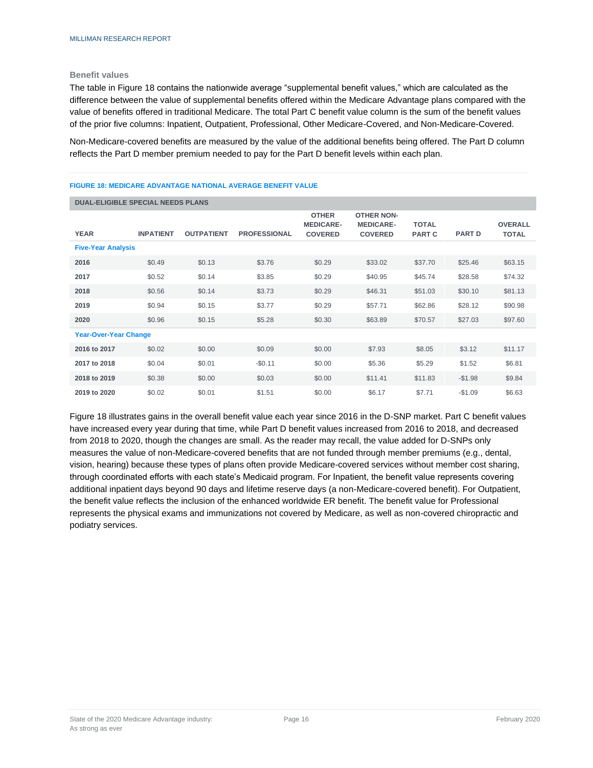### Benefit values

The table in Figure 18 contains the nationwide average "supplemental benefit values," which are calculated as the difference between the value of supplemental benefits offered within the Medicare Advantage plans compared with the value of benefits offered in traditional Medicare. The total Part C benefit value column is the sum of the benefit values of the prior five columns: Inpatient, Outpatient, Professional, Other Medicare-Covered, and Non-Medicare-Covered.

Non-Medicare-covered benefits are measured by the value of the additional benefits being offered. The Part D column reflects the Part D member premium needed to pay for the Part D benefit levels within each plan.

**FIGURE 18: MEDICARE ADVANTAGE NATIONAL AVERAGE BENEFIT VALUE**

| DUAL-ELIGIBLE SPECIAL NEEDS PLANS | | | | | | | | |
|---|---|---|---|---|---|---|---|---|
| YEAR | INPATIENT | OUTPATIENT | PROFESSIONAL | OTHER MEDICARE-COVERED | OTHER NON-MEDICARE-COVERED | TOTAL PART C | PART D | OVERALL TOTAL |
| **Five-Year Analysis** | | | | | | | | |
| **2016** | $0.49 | $0.13 | $3.76 | $0.29 | $33.02 | $37.70 | $25.46 | $63.15 |
| **2017** | $0.52 | $0.14 | $3.85 | $0.29 | $40.95 | $45.74 | $28.58 | $74.32 |
| **2018** | $0.56 | $0.14 | $3.73 | $0.29 | $46.31 | $51.03 | $30.10 | $81.13 |
| **2019** | $0.94 | $0.15 | $3.77 | $0.29 | $57.71 | $62.86 | $28.12 | $90.98 |
| **2020** | $0.96 | $0.15 | $5.28 | $0.30 | $63.89 | $70.57 | $27.03 | $97.60 |
| **Year-Over-Year Change** | | | | | | | | |
| **2016 to 2017** | $0.02 | $0.00 | $0.09 | $0.00 | $7.93 | $8.05 | $3.12 | $11.17 |
| **2017 to 2018** | $0.04 | $0.01 | -$0.11 | $0.00 | $5.36 | $5.29 | $1.52 | $6.81 |
| **2018 to 2019** | $0.38 | $0.00 | $0.03 | $0.00 | $11.41 | $11.83 | -$1.98 | $9.84 |
| **2019 to 2020** | $0.02 | $0.01 | $1.51 | $0.00 | $6.17 | $7.71 | -$1.09 | $6.63 |

Figure 18 illustrates gains in the overall benefit value each year since 2016 in the D-SNP market. Part C benefit values have increased every year during that time, while Part D benefit values increased from 2016 to 2018, and decreased from 2018 to 2020, though the changes are small. As the reader may recall, the value added for D-SNPs only measures the value of non-Medicare-covered benefits that are not funded through member premiums (e.g., dental, vision, hearing) because these types of plans often provide Medicare-covered services without member cost sharing, through coordinated efforts with each state's Medicaid program. For Inpatient, the benefit value represents covering additional inpatient days beyond 90 days and lifetime reserve days (a non-Medicare-covered benefit). For Outpatient, the benefit value reflects the inclusion of the enhanced worldwide ER benefit. The benefit value for Professional represents the physical exams and immunizations not covered by Medicare, as well as non-covered chiropractic and podiatry services.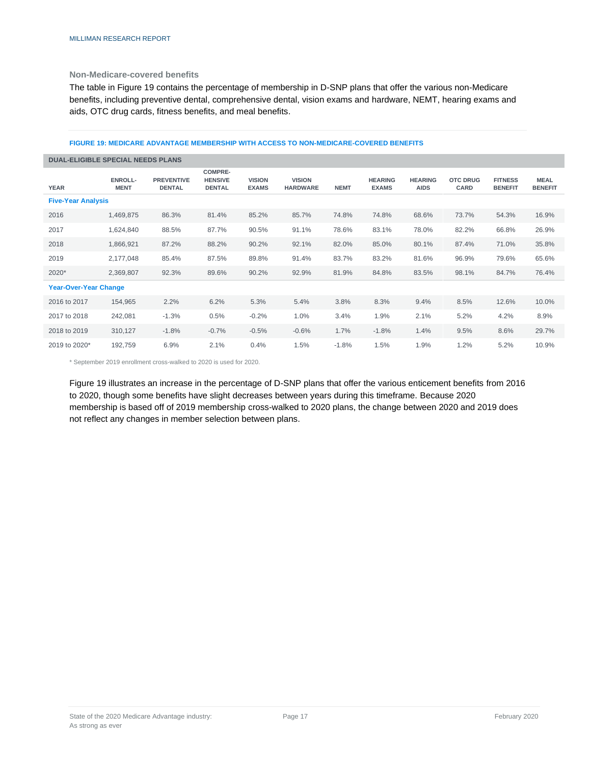### Non-Medicare-covered benefits

The table in Figure 19 contains the percentage of membership in D-SNP plans that offer the various non-Medicare benefits, including preventive dental, comprehensive dental, vision exams and hardware, NEMT, hearing exams and aids, OTC drug cards, fitness benefits, and meal benefits.

**FIGURE 19: MEDICARE ADVANTAGE MEMBERSHIP WITH ACCESS TO NON-MEDICARE-COVERED BENEFITS**

| DUAL-ELIGIBLE SPECIAL NEEDS PLANS | | | | | | | | | | | |
|---|---|---|---|---|---|---|---|---|---|---|---|
| YEAR | ENROLL-MENT | PREVENTIVE DENTAL | COMPRE-HENSIVE DENTAL | VISION EXAMS | VISION HARDWARE | NEMT | HEARING EXAMS | HEARING AIDS | OTC DRUG CARD | FITNESS BENEFIT | MEAL BENEFIT |
| **Five-Year Analysis** | | | | | | | | | | | |
| 2016 | 1,469,875 | 86.3% | 81.4% | 85.2% | 85.7% | 74.8% | 74.8% | 68.6% | 73.7% | 54.3% | 16.9% |
| 2017 | 1,624,840 | 88.5% | 87.7% | 90.5% | 91.1% | 78.6% | 83.1% | 78.0% | 82.2% | 66.8% | 26.9% |
| 2018 | 1,866,921 | 87.2% | 88.2% | 90.2% | 92.1% | 82.0% | 85.0% | 80.1% | 87.4% | 71.0% | 35.8% |
| 2019 | 2,177,048 | 85.4% | 87.5% | 89.8% | 91.4% | 83.7% | 83.2% | 81.6% | 96.9% | 79.6% | 65.6% |
| 2020* | 2,369,807 | 92.3% | 89.6% | 90.2% | 92.9% | 81.9% | 84.8% | 83.5% | 98.1% | 84.7% | 76.4% |
| **Year-Over-Year Change** | | | | | | | | | | | |
| 2016 to 2017 | 154,965 | 2.2% | 6.2% | 5.3% | 5.4% | 3.8% | 8.3% | 9.4% | 8.5% | 12.6% | 10.0% |
| 2017 to 2018 | 242,081 | -1.3% | 0.5% | -0.2% | 1.0% | 3.4% | 1.9% | 2.1% | 5.2% | 4.2% | 8.9% |
| 2018 to 2019 | 310,127 | -1.8% | -0.7% | -0.5% | -0.6% | 1.7% | -1.8% | 1.4% | 9.5% | 8.6% | 29.7% |
| 2019 to 2020* | 192,759 | 6.9% | 2.1% | 0.4% | 1.5% | -1.8% | 1.5% | 1.9% | 1.2% | 5.2% | 10.9% |

* September 2019 enrollment cross-walked to 2020 is used for 2020.

Figure 19 illustrates an increase in the percentage of D-SNP plans that offer the various enticement benefits from 2016 to 2020, though some benefits have slight decreases between years during this timeframe. Because 2020 membership is based off of 2019 membership cross-walked to 2020 plans, the change between 2020 and 2019 does not reflect any changes in member selection between plans.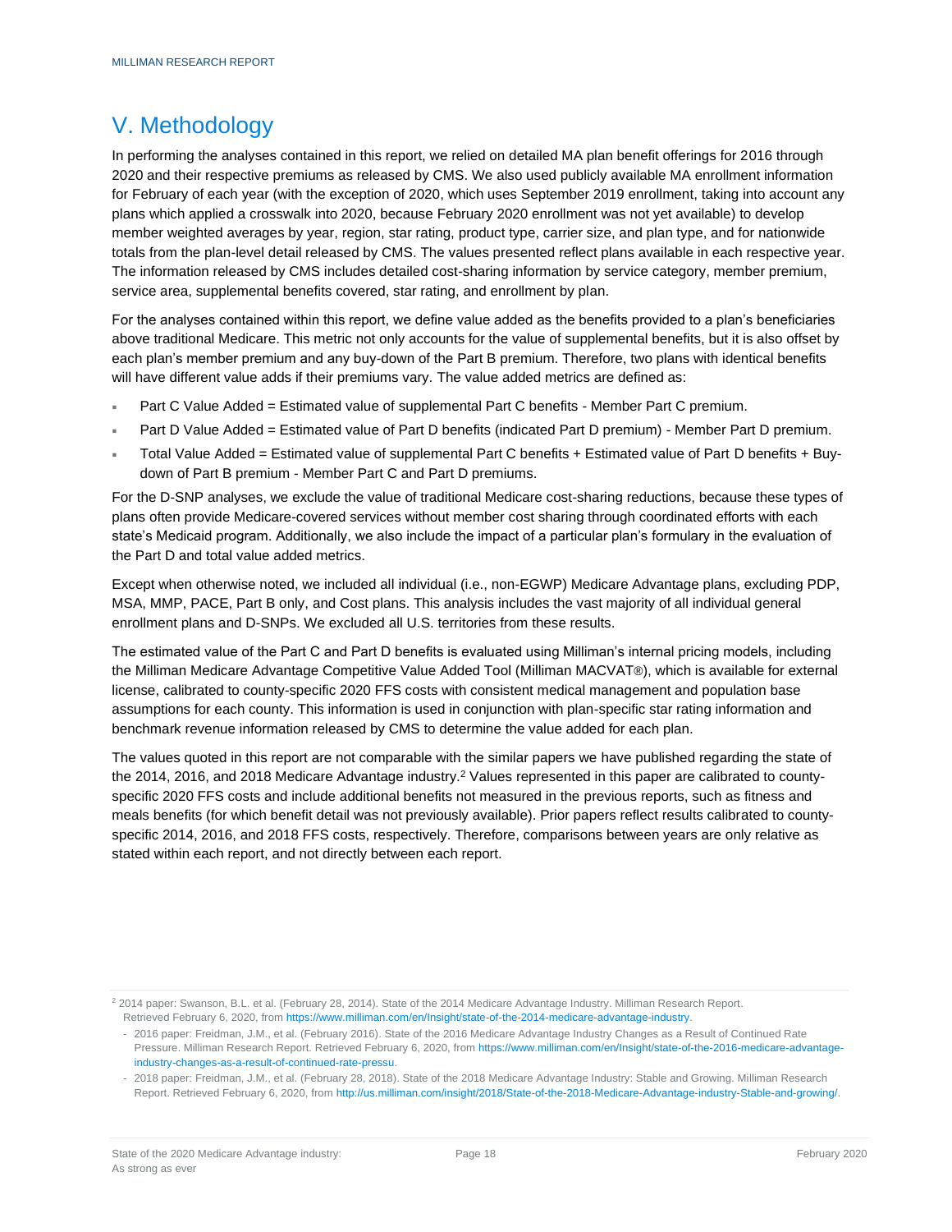# V. Methodology

In performing the analyses contained in this report, we relied on detailed MA plan benefit offerings for 2016 through 2020 and their respective premiums as released by CMS. We also used publicly available MA enrollment information for February of each year (with the exception of 2020, which uses September 2019 enrollment, taking into account any plans which applied a crosswalk into 2020, because February 2020 enrollment was not yet available) to develop member weighted averages by year, region, star rating, product type, carrier size, and plan type, and for nationwide totals from the plan-level detail released by CMS. The values presented reflect plans available in each respective year. The information released by CMS includes detailed cost-sharing information by service category, member premium, service area, supplemental benefits covered, star rating, and enrollment by plan.

For the analyses contained within this report, we define value added as the benefits provided to a plan's beneficiaries above traditional Medicare. This metric not only accounts for the value of supplemental benefits, but it is also offset by each plan's member premium and any buy-down of the Part B premium. Therefore, two plans with identical benefits will have different value adds if their premiums vary. The value added metrics are defined as:

- Part C Value Added = Estimated value of supplemental Part C benefits - Member Part C premium.
- Part D Value Added = Estimated value of Part D benefits (indicated Part D premium) - Member Part D premium.
- Total Value Added = Estimated value of supplemental Part C benefits + Estimated value of Part D benefits + Buy-down of Part B premium - Member Part C and Part D premiums.

For the D-SNP analyses, we exclude the value of traditional Medicare cost-sharing reductions, because these types of plans often provide Medicare-covered services without member cost sharing through coordinated efforts with each state's Medicaid program. Additionally, we also include the impact of a particular plan's formulary in the evaluation of the Part D and total value added metrics.

Except when otherwise noted, we included all individual (i.e., non-EGWP) Medicare Advantage plans, excluding PDP, MSA, MMP, PACE, Part B only, and Cost plans. This analysis includes the vast majority of all individual general enrollment plans and D-SNPs. We excluded all U.S. territories from these results.

The estimated value of the Part C and Part D benefits is evaluated using Milliman's internal pricing models, including the Milliman Medicare Advantage Competitive Value Added Tool (Milliman MACVAT®), which is available for external license, calibrated to county-specific 2020 FFS costs with consistent medical management and population base assumptions for each county. This information is used in conjunction with plan-specific star rating information and benchmark revenue information released by CMS to determine the value added for each plan.

The values quoted in this report are not comparable with the similar papers we have published regarding the state of the 2014, 2016, and 2018 Medicare Advantage industry.[2] Values represented in this paper are calibrated to county-specific 2020 FFS costs and include additional benefits not measured in the previous reports, such as fitness and meals benefits (for which benefit detail was not previously available). Prior papers reflect results calibrated to county-specific 2014, 2016, and 2018 FFS costs, respectively. Therefore, comparisons between years are only relative as stated within each report, and not directly between each report.

---

[2] 2014 paper: Swanson, B.L. et al. (February 28, 2014). State of the 2014 Medicare Advantage Industry. Milliman Research Report. Retrieved February 6, 2020, from https://www.milliman.com/en/Insight/state-of-the-2014-medicare-advantage-industry.

- 2016 paper: Freidman, J.M., et al. (February 2016). State of the 2016 Medicare Advantage Industry Changes as a Result of Continued Rate Pressure. Milliman Research Report. Retrieved February 6, 2020, from https://www.milliman.com/en/Insight/state-of-the-2016-medicare-advantage-industry-changes-as-a-result-of-continued-rate-pressu.
- 2018 paper: Freidman, J.M., et al. (February 28, 2018). State of the 2018 Medicare Advantage Industry: Stable and Growing. Milliman Research Report. Retrieved February 6, 2020, from http://us.milliman.com/insight/2018/State-of-the-2018-Medicare-Advantage-industry-Stable-and-growing/.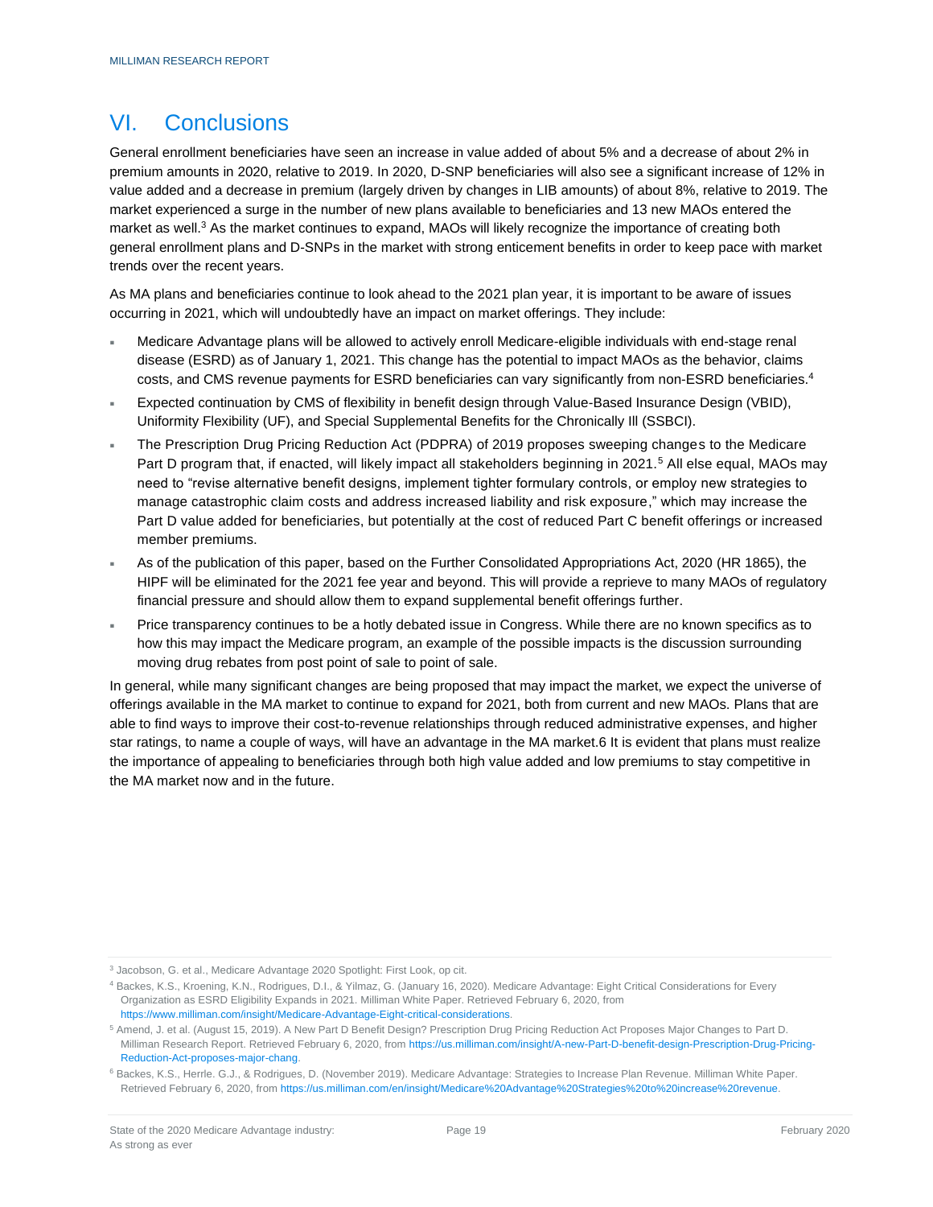## VI. Conclusions

General enrollment beneficiaries have seen an increase in value added of about 5% and a decrease of about 2% in premium amounts in 2020, relative to 2019. In 2020, D-SNP beneficiaries will also see a significant increase of 12% in value added and a decrease in premium (largely driven by changes in LIB amounts) of about 8%, relative to 2019. The market experienced a surge in the number of new plans available to beneficiaries and 13 new MAOs entered the market as well.[3] As the market continues to expand, MAOs will likely recognize the importance of creating both general enrollment plans and D-SNPs in the market with strong enticement benefits in order to keep pace with market trends over the recent years.

As MA plans and beneficiaries continue to look ahead to the 2021 plan year, it is important to be aware of issues occurring in 2021, which will undoubtedly have an impact on market offerings. They include:

- Medicare Advantage plans will be allowed to actively enroll Medicare-eligible individuals with end-stage renal disease (ESRD) as of January 1, 2021. This change has the potential to impact MAOs as the behavior, claims costs, and CMS revenue payments for ESRD beneficiaries can vary significantly from non-ESRD beneficiaries.[4]
- Expected continuation by CMS of flexibility in benefit design through Value-Based Insurance Design (VBID), Uniformity Flexibility (UF), and Special Supplemental Benefits for the Chronically Ill (SSBCI).
- The Prescription Drug Pricing Reduction Act (PDPRA) of 2019 proposes sweeping changes to the Medicare Part D program that, if enacted, will likely impact all stakeholders beginning in 2021.[5] All else equal, MAOs may need to "revise alternative benefit designs, implement tighter formulary controls, or employ new strategies to manage catastrophic claim costs and address increased liability and risk exposure," which may increase the Part D value added for beneficiaries, but potentially at the cost of reduced Part C benefit offerings or increased member premiums.
- As of the publication of this paper, based on the Further Consolidated Appropriations Act, 2020 (HR 1865), the HIPF will be eliminated for the 2021 fee year and beyond. This will provide a reprieve to many MAOs of regulatory financial pressure and should allow them to expand supplemental benefit offerings further.
- Price transparency continues to be a hotly debated issue in Congress. While there are no known specifics as to how this may impact the Medicare program, an example of the possible impacts is the discussion surrounding moving drug rebates from post point of sale to point of sale.

In general, while many significant changes are being proposed that may impact the market, we expect the universe of offerings available in the MA market to continue to expand for 2021, both from current and new MAOs. Plans that are able to find ways to improve their cost-to-revenue relationships through reduced administrative expenses, and higher star ratings, to name a couple of ways, will have an advantage in the MA market.6 It is evident that plans must realize the importance of appealing to beneficiaries through both high value added and low premiums to stay competitive in the MA market now and in the future.

---

[3] Jacobson, G. et al., Medicare Advantage 2020 Spotlight: First Look, op cit.

[4] Backes, K.S., Kroening, K.N., Rodrigues, D.I., & Yilmaz, G. (January 16, 2020). Medicare Advantage: Eight Critical Considerations for Every Organization as ESRD Eligibility Expands in 2021. Milliman White Paper. Retrieved February 6, 2020, from https://www.milliman.com/insight/Medicare-Advantage-Eight-critical-considerations.

[5] Amend, J. et al. (August 15, 2019). A New Part D Benefit Design? Prescription Drug Pricing Reduction Act Proposes Major Changes to Part D. Milliman Research Report. Retrieved February 6, 2020, from https://us.milliman.com/insight/A-new-Part-D-benefit-design-Prescription-Drug-Pricing-Reduction-Act-proposes-major-chang.

[6] Backes, K.S., Herrle. G.J., & Rodrigues, D. (November 2019). Medicare Advantage: Strategies to Increase Plan Revenue. Milliman White Paper. Retrieved February 6, 2020, from https://us.milliman.com/en/insight/Medicare%20Advantage%20Strategies%20to%20increase%20revenue.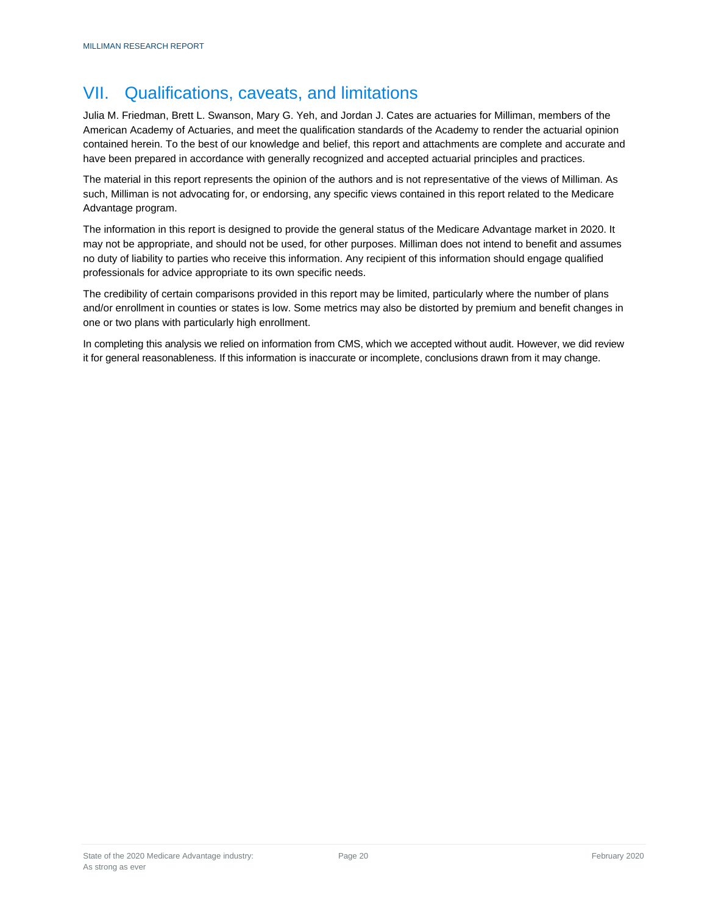## VII. Qualifications, caveats, and limitations

Julia M. Friedman, Brett L. Swanson, Mary G. Yeh, and Jordan J. Cates are actuaries for Milliman, members of the American Academy of Actuaries, and meet the qualification standards of the Academy to render the actuarial opinion contained herein. To the best of our knowledge and belief, this report and attachments are complete and accurate and have been prepared in accordance with generally recognized and accepted actuarial principles and practices.

The material in this report represents the opinion of the authors and is not representative of the views of Milliman. As such, Milliman is not advocating for, or endorsing, any specific views contained in this report related to the Medicare Advantage program.

The information in this report is designed to provide the general status of the Medicare Advantage market in 2020. It may not be appropriate, and should not be used, for other purposes. Milliman does not intend to benefit and assumes no duty of liability to parties who receive this information. Any recipient of this information should engage qualified professionals for advice appropriate to its own specific needs.

The credibility of certain comparisons provided in this report may be limited, particularly where the number of plans and/or enrollment in counties or states is low. Some metrics may also be distorted by premium and benefit changes in one or two plans with particularly high enrollment.

In completing this analysis we relied on information from CMS, which we accepted without audit. However, we did review it for general reasonableness. If this information is inaccurate or incomplete, conclusions drawn from it may change.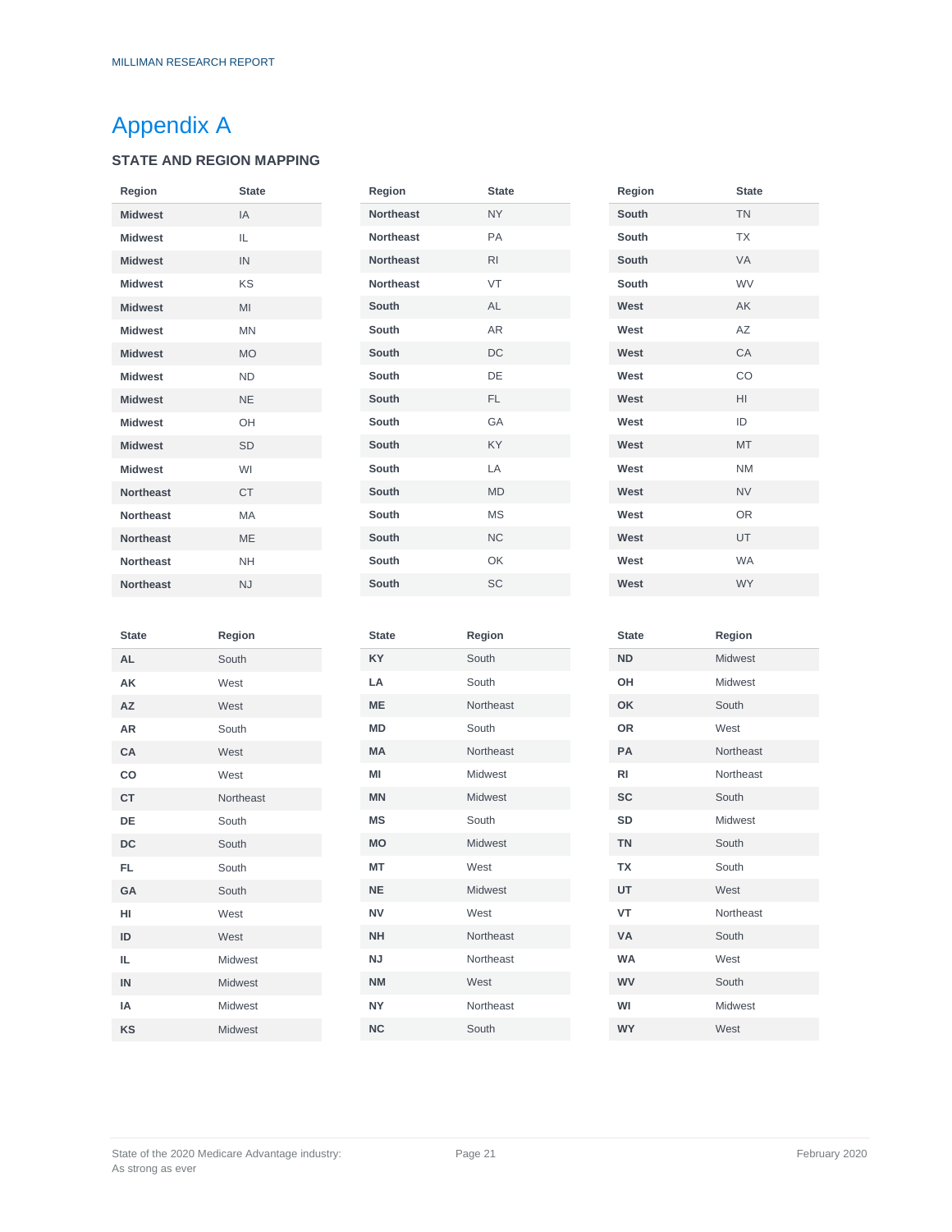# Appendix A

## STATE AND REGION MAPPING

| Region | State |
|---|---|
| Midwest | IA |
| Midwest | IL |
| Midwest | IN |
| Midwest | KS |
| Midwest | MI |
| Midwest | MN |
| Midwest | MO |
| Midwest | ND |
| Midwest | NE |
| Midwest | OH |
| Midwest | SD |
| Midwest | WI |
| Northeast | CT |
| Northeast | MA |
| Northeast | ME |
| Northeast | NH |
| Northeast | NJ |
| Northeast | NY |
| Northeast | PA |
| Northeast | RI |
| Northeast | VT |
| South | AL |
| South | AR |
| South | DC |
| South | DE |
| South | FL |
| South | GA |
| South | KY |
| South | LA |
| South | MD |
| South | MS |
| South | NC |
| South | OK |
| South | SC |
| South | TN |
| South | TX |
| South | VA |
| South | WV |
| West | AK |
| West | AZ |
| West | CA |
| West | CO |
| West | HI |
| West | ID |
| West | MT |
| West | NM |
| West | NV |
| West | OR |
| West | UT |
| West | WA |
| West | WY |

| State | Region |
|---|---|
| AL | South |
| AK | West |
| AZ | West |
| AR | South |
| CA | West |
| CO | West |
| CT | Northeast |
| DE | South |
| DC | South |
| FL | South |
| GA | South |
| HI | West |
| ID | West |
| IL | Midwest |
| IN | Midwest |
| IA | Midwest |
| KS | Midwest |
| KY | South |
| LA | South |
| ME | Northeast |
| MD | South |
| MA | Northeast |
| MI | Midwest |
| MN | Midwest |
| MS | South |
| MO | Midwest |
| MT | West |
| NE | Midwest |
| NV | West |
| NH | Northeast |
| NJ | Northeast |
| NM | West |
| NY | Northeast |
| NC | South |
| ND | Midwest |
| OH | Midwest |
| OK | South |
| OR | West |
| PA | Northeast |
| RI | Northeast |
| SC | South |
| SD | Midwest |
| TN | South |
| TX | South |
| UT | West |
| VT | Northeast |
| VA | South |
| WA | West |
| WV | South |
| WI | Midwest |
| WY | West |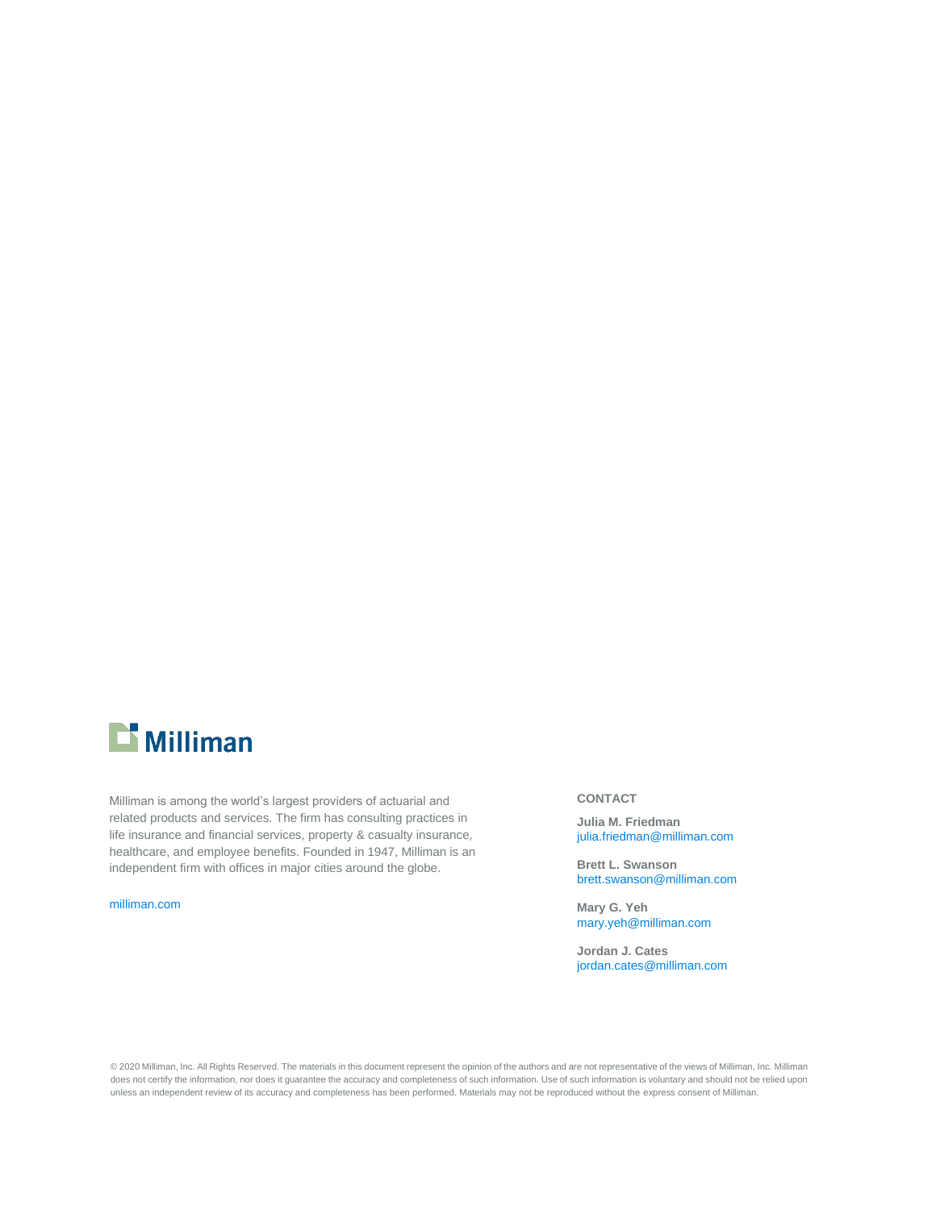Milliman

Milliman is among the world's largest providers of actuarial and related products and services. The firm has consulting practices in life insurance and financial services, property & casualty insurance, healthcare, and employee benefits. Founded in 1947, Milliman is an independent firm with offices in major cities around the globe.

milliman.com

**CONTACT**

**Julia M. Friedman**
julia.friedman@milliman.com

**Brett L. Swanson**
brett.swanson@milliman.com

**Mary G. Yeh**
mary.yeh@milliman.com

**Jordan J. Cates**
jordan.cates@milliman.com

© 2020 Milliman, Inc. All Rights Reserved. The materials in this document represent the opinion of the authors and are not representative of the views of Milliman, Inc. Milliman does not certify the information, nor does it guarantee the accuracy and completeness of such information. Use of such information is voluntary and should not be relied upon unless an independent review of its accuracy and completeness has been performed. Materials may not be reproduced without the express consent of Milliman.